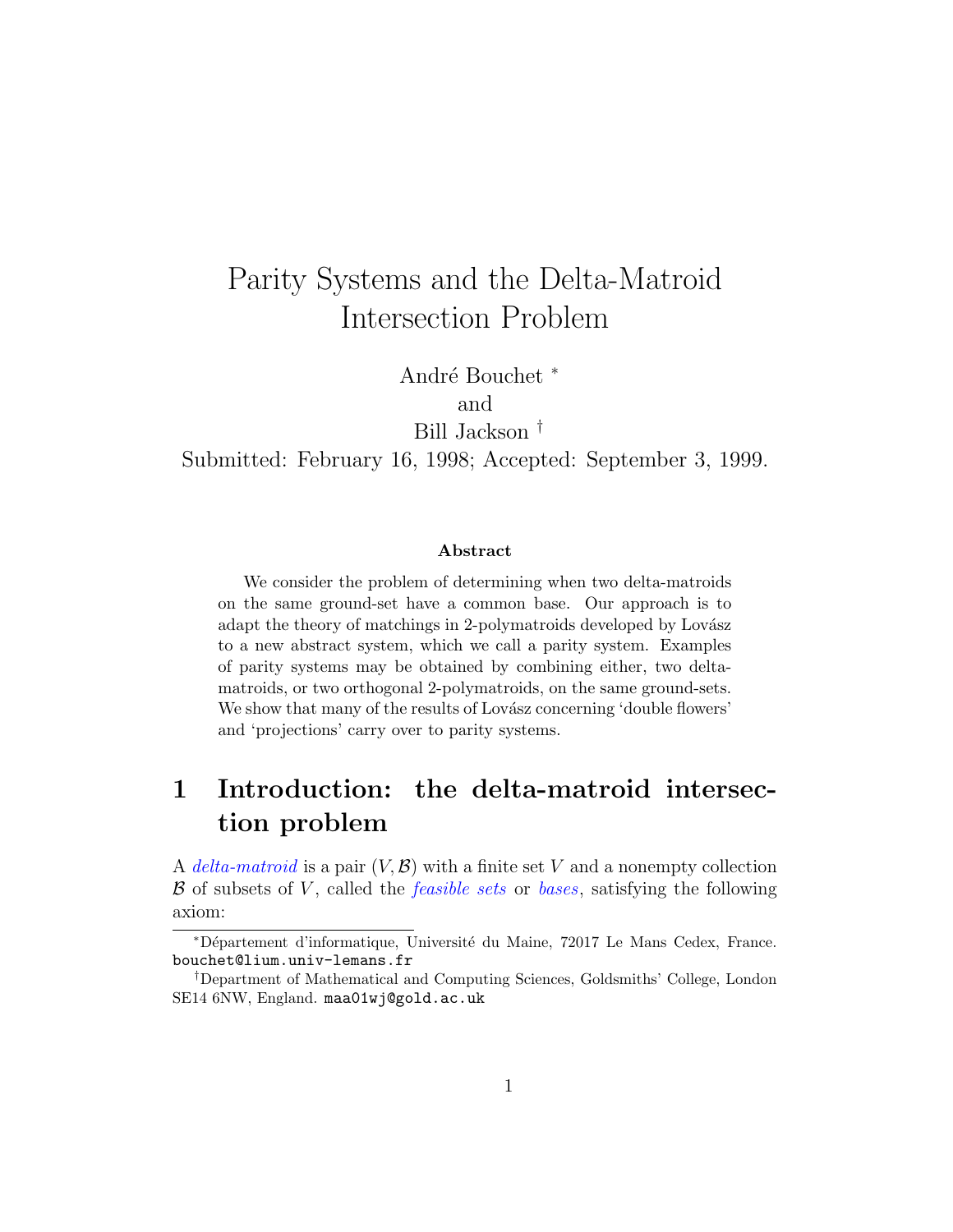# Parity Systems and the Delta-Matroid Intersection Problem

André Bouchet [*]
and
Bill Jackson [†]

Submitted: February 16, 1998; Accepted: September 3, 1999.

### Abstract

We consider the problem of determining when two delta-matroids on the same ground-set have a common base. Our approach is to adapt the theory of matchings in 2-polymatroids developed by Lovász to a new abstract system, which we call a parity system. Examples of parity systems may be obtained by combining either, two delta-matroids, or two orthogonal 2-polymatroids, on the same ground-sets. We show that many of the results of Lovász concerning 'double flowers' and 'projections' carry over to parity systems.

## 1 Introduction: the delta-matroid intersection problem

A *delta-matroid* is a pair $(V, \mathcal{B})$ with a finite set $V$ and a nonempty collection $\mathcal{B}$ of subsets of $V$, called the *feasible sets* or *bases*, satisfying the following axiom:

---

[*] Département d'informatique, Université du Maine, 72017 Le Mans Cedex, France. `bouchet@lium.univ-lemans.fr`

[†] Department of Mathematical and Computing Sciences, Goldsmiths' College, London SE14 6NW, England. `maa01wj@gold.ac.uk`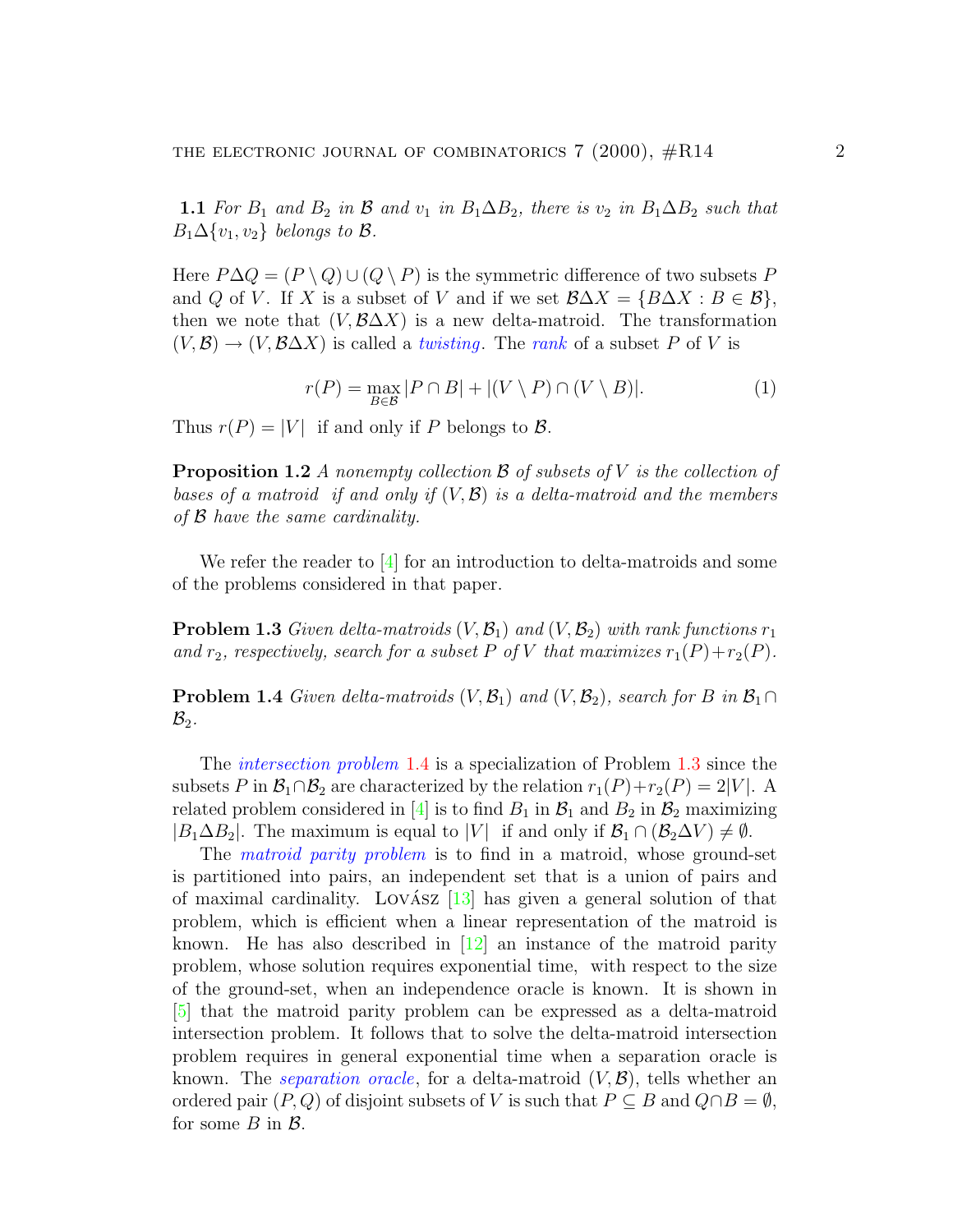**1.1** *For $B_1$ and $B_2$ in $\mathcal{B}$ and $v_1$ in $B_1 \Delta B_2$, there is $v_2$ in $B_1 \Delta B_2$ such that $B_1 \Delta \{v_1, v_2\}$ belongs to $\mathcal{B}$.*

Here $P \Delta Q = (P \setminus Q) \cup (Q \setminus P)$ is the symmetric difference of two subsets $P$ and $Q$ of $V$. If $X$ is a subset of $V$ and if we set $\mathcal{B} \Delta X = \{B \Delta X : B \in \mathcal{B}\}$, then we note that $(V, \mathcal{B} \Delta X)$ is a new delta-matroid. The transformation $(V, \mathcal{B}) \to (V, \mathcal{B} \Delta X)$ is called a *twisting*. The *rank* of a subset $P$ of $V$ is

$$r(P) = \max_{B \in \mathcal{B}} |P \cap B| + |(V \setminus P) \cap (V \setminus B)|. \tag{1}$$

Thus $r(P) = |V|$ if and only if $P$ belongs to $\mathcal{B}$.

**Proposition 1.2** *A nonempty collection $\mathcal{B}$ of subsets of $V$ is the collection of bases of a matroid if and only if $(V, \mathcal{B})$ is a delta-matroid and the members of $\mathcal{B}$ have the same cardinality.*

We refer the reader to [4] for an introduction to delta-matroids and some of the problems considered in that paper.

**Problem 1.3** *Given delta-matroids $(V, \mathcal{B}_1)$ and $(V, \mathcal{B}_2)$ with rank functions $r_1$ and $r_2$, respectively, search for a subset $P$ of $V$ that maximizes $r_1(P) + r_2(P)$.*

**Problem 1.4** *Given delta-matroids $(V, \mathcal{B}_1)$ and $(V, \mathcal{B}_2)$, search for $B$ in $\mathcal{B}_1 \cap \mathcal{B}_2$.*

The *intersection problem* 1.4 is a specialization of Problem 1.3 since the subsets $P$ in $\mathcal{B}_1 \cap \mathcal{B}_2$ are characterized by the relation $r_1(P) + r_2(P) = 2|V|$. A related problem considered in [4] is to find $B_1$ in $\mathcal{B}_1$ and $B_2$ in $\mathcal{B}_2$ maximizing $|B_1 \Delta B_2|$. The maximum is equal to $|V|$ if and only if $\mathcal{B}_1 \cap (\mathcal{B}_2 \Delta V) \neq \emptyset$.

The *matroid parity problem* is to find in a matroid, whose ground-set is partitioned into pairs, an independent set that is a union of pairs and of maximal cardinality. Lovász [13] has given a general solution of that problem, which is efficient when a linear representation of the matroid is known. He has also described in [12] an instance of the matroid parity problem, whose solution requires exponential time, with respect to the size of the ground-set, when an independence oracle is known. It is shown in [5] that the matroid parity problem can be expressed as a delta-matroid intersection problem. It follows that to solve the delta-matroid intersection problem requires in general exponential time when a separation oracle is known. The *separation oracle*, for a delta-matroid $(V, \mathcal{B})$, tells whether an ordered pair $(P, Q)$ of disjoint subsets of $V$ is such that $P \subseteq B$ and $Q \cap B = \emptyset$, for some $B$ in $\mathcal{B}$.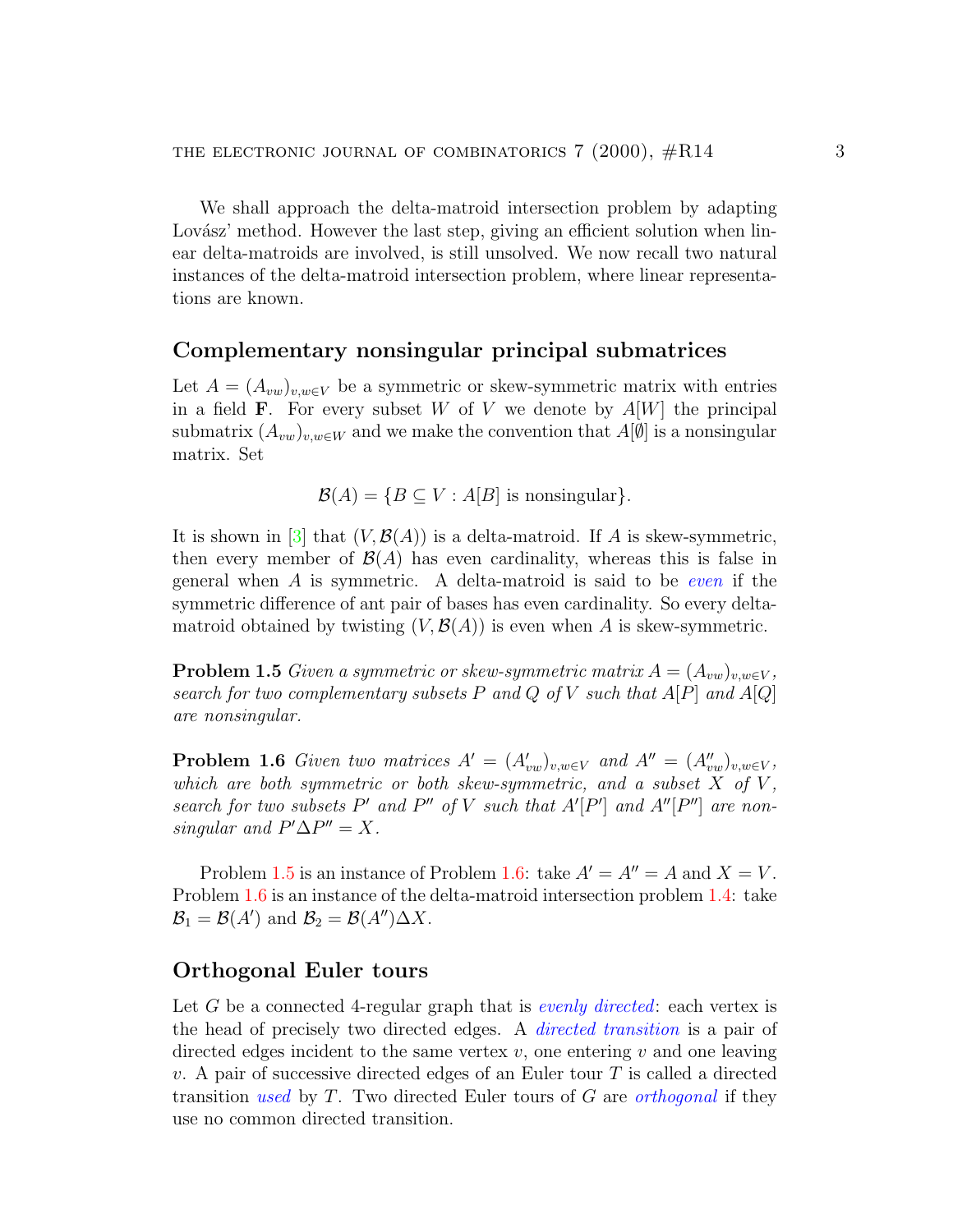We shall approach the delta-matroid intersection problem by adapting Lovász' method. However the last step, giving an efficient solution when linear delta-matroids are involved, is still unsolved. We now recall two natural instances of the delta-matroid intersection problem, where linear representations are known.

## Complementary nonsingular principal submatrices

Let $A = (A_{vw})_{v,w \in V}$ be a symmetric or skew-symmetric matrix with entries in a field $\mathbf{F}$. For every subset $W$ of $V$ we denote by $A[W]$ the principal submatrix $(A_{vw})_{v,w \in W}$ and we make the convention that $A[\emptyset]$ is a nonsingular matrix. Set

$$\mathcal{B}(A) = \{B \subseteq V : A[B] \text{ is nonsingular}\}.$$

It is shown in [3] that $(V, \mathcal{B}(A))$ is a delta-matroid. If $A$ is skew-symmetric, then every member of $\mathcal{B}(A)$ has even cardinality, whereas this is false in general when $A$ is symmetric. A delta-matroid is said to be *even* if the symmetric difference of ant pair of bases has even cardinality. So every delta-matroid obtained by twisting $(V, \mathcal{B}(A))$ is even when $A$ is skew-symmetric.

**Problem 1.5** *Given a symmetric or skew-symmetric matrix $A = (A_{vw})_{v,w \in V}$, search for two complementary subsets $P$ and $Q$ of $V$ such that $A[P]$ and $A[Q]$ are nonsingular.*

**Problem 1.6** *Given two matrices $A' = (A'_{vw})_{v,w \in V}$ and $A'' = (A''_{vw})_{v,w \in V}$, which are both symmetric or both skew-symmetric, and a subset $X$ of $V$, search for two subsets $P'$ and $P''$ of $V$ such that $A'[P']$ and $A''[P'']$ are nonsingular and $P' \Delta P'' = X$.*

Problem 1.5 is an instance of Problem 1.6: take $A' = A'' = A$ and $X = V$. Problem 1.6 is an instance of the delta-matroid intersection problem 1.4: take $\mathcal{B}_1 = \mathcal{B}(A')$ and $\mathcal{B}_2 = \mathcal{B}(A'') \Delta X$.

## Orthogonal Euler tours

Let $G$ be a connected 4-regular graph that is *evenly directed*: each vertex is the head of precisely two directed edges. A *directed transition* is a pair of directed edges incident to the same vertex $v$, one entering $v$ and one leaving $v$. A pair of successive directed edges of an Euler tour $T$ is called a directed transition *used* by $T$. Two directed Euler tours of $G$ are *orthogonal* if they use no common directed transition.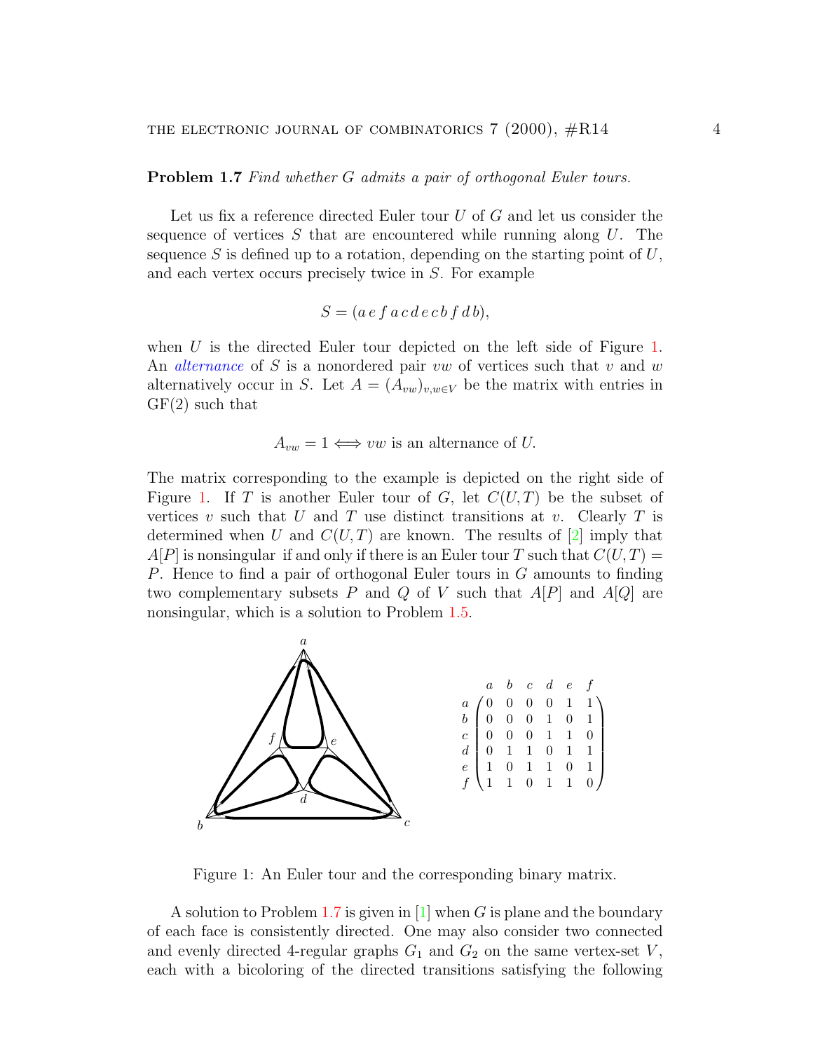**Problem 1.7** *Find whether $G$ admits a pair of orthogonal Euler tours.*

Let us fix a reference directed Euler tour $U$ of $G$ and let us consider the sequence of vertices $S$ that are encountered while running along $U$. The sequence $S$ is defined up to a rotation, depending on the starting point of $U$, and each vertex occurs precisely twice in $S$. For example

$$S = (a\, e\, f\, a\, c\, d\, e\, c\, b\, f\, d\, b),$$

when $U$ is the directed Euler tour depicted on the left side of Figure 1. An *alternance* of $S$ is a nonordered pair $vw$ of vertices such that $v$ and $w$ alternatively occur in $S$. Let $A = (A_{vw})_{v,w \in V}$ be the matrix with entries in GF(2) such that

$$A_{vw} = 1 \Longleftrightarrow vw \text{ is an alternance of } U.$$

The matrix corresponding to the example is depicted on the right side of Figure 1. If $T$ is another Euler tour of $G$, let $C(U,T)$ be the subset of vertices $v$ such that $U$ and $T$ use distinct transitions at $v$. Clearly $T$ is determined when $U$ and $C(U,T)$ are known. The results of [2] imply that $A[P]$ is nonsingular if and only if there is an Euler tour $T$ such that $C(U,T) = P$. Hence to find a pair of orthogonal Euler tours in $G$ amounts to finding two complementary subsets $P$ and $Q$ of $V$ such that $A[P]$ and $A[Q]$ are nonsingular, which is a solution to Problem 1.5.

$$\begin{array}{c} \\ a \\ b \\ c \\ d \\ e \\ f \end{array}
\begin{array}{c} \begin{array}{cccccc} a & b & c & d & e & f \end{array} \\
\begin{pmatrix}
0 & 0 & 0 & 0 & 1 & 1 \\
0 & 0 & 0 & 1 & 0 & 1 \\
0 & 0 & 0 & 1 & 1 & 0 \\
0 & 1 & 1 & 0 & 1 & 1 \\
1 & 0 & 1 & 1 & 0 & 1 \\
1 & 1 & 0 & 1 & 1 & 0
\end{pmatrix} \end{array}$$

Figure 1: An Euler tour and the corresponding binary matrix.

A solution to Problem 1.7 is given in [1] when $G$ is plane and the boundary of each face is consistently directed. One may also consider two connected and evenly directed 4-regular graphs $G_1$ and $G_2$ on the same vertex-set $V$, each with a bicoloring of the directed transitions satisfying the following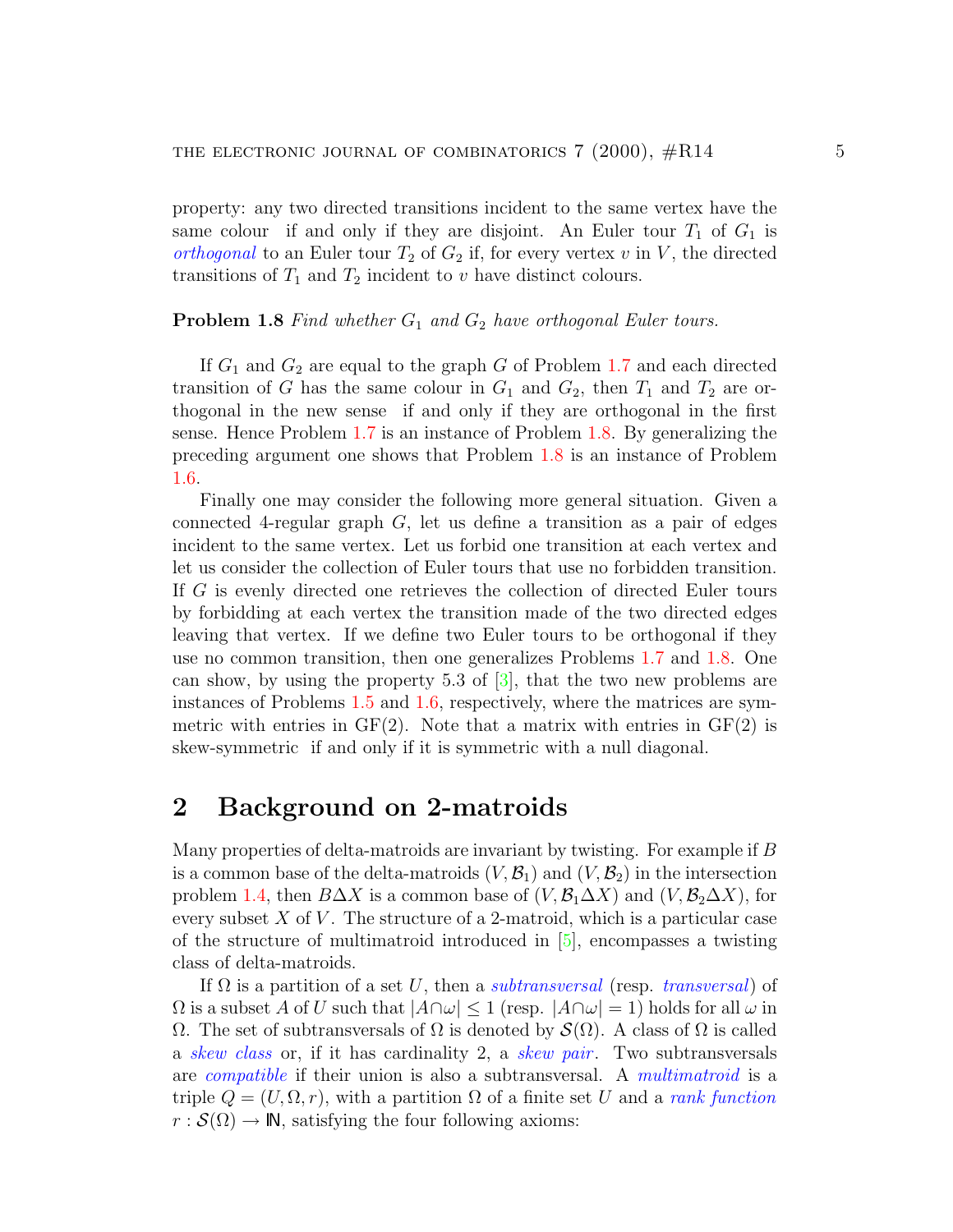property: any two directed transitions incident to the same vertex have the same colour if and only if they are disjoint. An Euler tour $T_1$ of $G_1$ is *orthogonal* to an Euler tour $T_2$ of $G_2$ if, for every vertex $v$ in $V$, the directed transitions of $T_1$ and $T_2$ incident to $v$ have distinct colours.

**Problem 1.8** *Find whether $G_1$ and $G_2$ have orthogonal Euler tours.*

If $G_1$ and $G_2$ are equal to the graph $G$ of Problem 1.7 and each directed transition of $G$ has the same colour in $G_1$ and $G_2$, then $T_1$ and $T_2$ are orthogonal in the new sense if and only if they are orthogonal in the first sense. Hence Problem 1.7 is an instance of Problem 1.8. By generalizing the preceding argument one shows that Problem 1.8 is an instance of Problem 1.6.

Finally one may consider the following more general situation. Given a connected 4-regular graph $G$, let us define a transition as a pair of edges incident to the same vertex. Let us forbid one transition at each vertex and let us consider the collection of Euler tours that use no forbidden transition. If $G$ is evenly directed one retrieves the collection of directed Euler tours by forbidding at each vertex the transition made of the two directed edges leaving that vertex. If we define two Euler tours to be orthogonal if they use no common transition, then one generalizes Problems 1.7 and 1.8. One can show, by using the property 5.3 of [3], that the two new problems are instances of Problems 1.5 and 1.6, respectively, where the matrices are symmetric with entries in GF(2). Note that a matrix with entries in GF(2) is skew-symmetric if and only if it is symmetric with a null diagonal.

## 2 Background on 2-matroids

Many properties of delta-matroids are invariant by twisting. For example if $B$ is a common base of the delta-matroids $(V, \mathcal{B}_1)$ and $(V, \mathcal{B}_2)$ in the intersection problem 1.4, then $B \Delta X$ is a common base of $(V, \mathcal{B}_1 \Delta X)$ and $(V, \mathcal{B}_2 \Delta X)$, for every subset $X$ of $V$. The structure of a 2-matroid, which is a particular case of the structure of multimatroid introduced in [5], encompasses a twisting class of delta-matroids.

If $\Omega$ is a partition of a set $U$, then a *subtransversal* (resp. *transversal*) of $\Omega$ is a subset $A$ of $U$ such that $|A \cap \omega| \leq 1$ (resp. $|A \cap \omega| = 1$) holds for all $\omega$ in $\Omega$. The set of subtransversals of $\Omega$ is denoted by $\mathcal{S}(\Omega)$. A class of $\Omega$ is called a *skew class* or, if it has cardinality 2, a *skew pair*. Two subtransversals are *compatible* if their union is also a subtransversal. A *multimatroid* is a triple $Q = (U, \Omega, r)$, with a partition $\Omega$ of a finite set $U$ and a *rank function* $r : \mathcal{S}(\Omega) \to \mathbb{N}$, satisfying the four following axioms: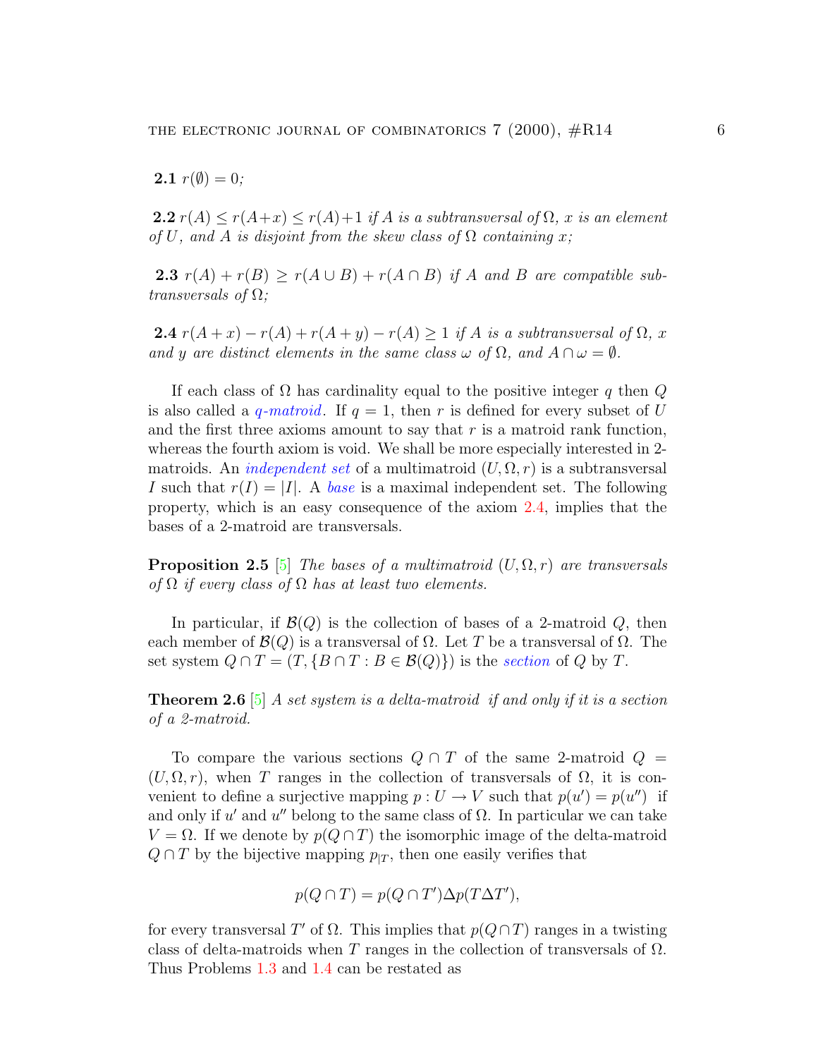**2.1** *$r(\emptyset) = 0$;*

**2.2** *$r(A) \le r(A+x) \le r(A)+1$ if $A$ is a subtransversal of $\Omega$, $x$ is an element of $U$, and $A$ is disjoint from the skew class of $\Omega$ containing $x$;*

**2.3** *$r(A) + r(B) \ge r(A \cup B) + r(A \cap B)$ if $A$ and $B$ are compatible subtransversals of $\Omega$;*

**2.4** *$r(A+x) - r(A) + r(A+y) - r(A) \ge 1$ if $A$ is a subtransversal of $\Omega$, $x$ and $y$ are distinct elements in the same class $\omega$ of $\Omega$, and $A \cap \omega = \emptyset$.*

If each class of $\Omega$ has cardinality equal to the positive integer $q$ then $Q$ is also called a *$q$-matroid*. If $q = 1$, then $r$ is defined for every subset of $U$ and the first three axioms amount to say that $r$ is a matroid rank function, whereas the fourth axiom is void. We shall be more especially interested in 2-matroids. An *independent set* of a multimatroid $(U, \Omega, r)$ is a subtransversal $I$ such that $r(I) = |I|$. A *base* is a maximal independent set. The following property, which is an easy consequence of the axiom 2.4, implies that the bases of a 2-matroid are transversals.

**Proposition 2.5** [5] *The bases of a multimatroid $(U, \Omega, r)$ are transversals of $\Omega$ if every class of $\Omega$ has at least two elements.*

In particular, if $\mathcal{B}(Q)$ is the collection of bases of a 2-matroid $Q$, then each member of $\mathcal{B}(Q)$ is a transversal of $\Omega$. Let $T$ be a transversal of $\Omega$. The set system $Q \cap T = (T, \{B \cap T : B \in \mathcal{B}(Q)\})$ is the *section* of $Q$ by $T$.

**Theorem 2.6** [5] *A set system is a delta-matroid if and only if it is a section of a 2-matroid.*

To compare the various sections $Q \cap T$ of the same 2-matroid $Q = (U, \Omega, r)$, when $T$ ranges in the collection of transversals of $\Omega$, it is convenient to define a surjective mapping $p : U \to V$ such that $p(u') = p(u'')$ if and only if $u'$ and $u''$ belong to the same class of $\Omega$. In particular we can take $V = \Omega$. If we denote by $p(Q \cap T)$ the isomorphic image of the delta-matroid $Q \cap T$ by the bijective mapping $p_{|T}$, then one easily verifies that

$$p(Q \cap T) = p(Q \cap T') \Delta p(T \Delta T'),$$

for every transversal $T'$ of $\Omega$. This implies that $p(Q \cap T)$ ranges in a twisting class of delta-matroids when $T$ ranges in the collection of transversals of $\Omega$. Thus Problems 1.3 and 1.4 can be restated as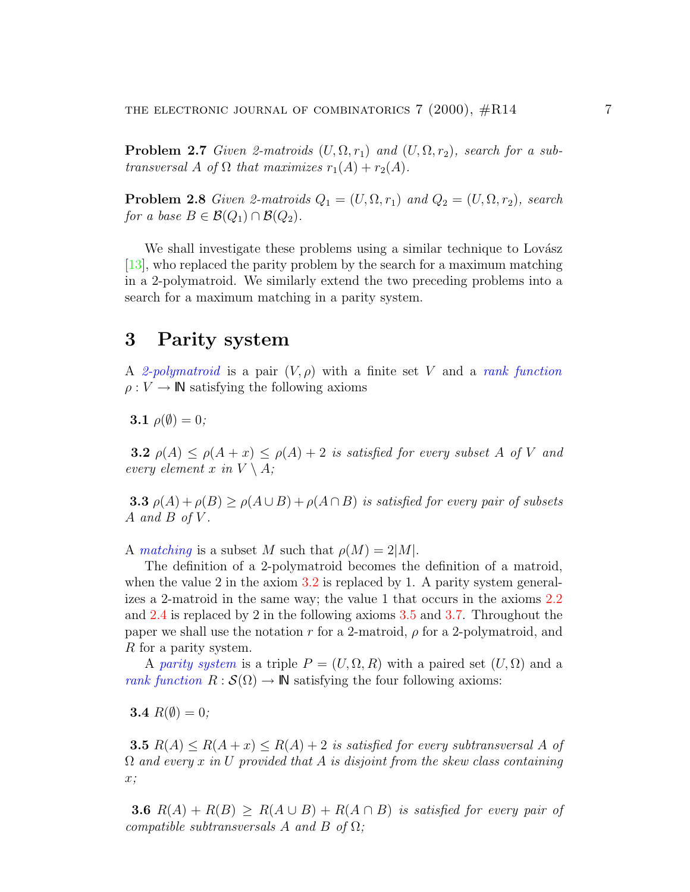**Problem 2.7** *Given 2-matroids $(U, \Omega, r_1)$ and $(U, \Omega, r_2)$, search for a subtransversal $A$ of $\Omega$ that maximizes $r_1(A) + r_2(A)$.*

**Problem 2.8** *Given 2-matroids $Q_1 = (U, \Omega, r_1)$ and $Q_2 = (U, \Omega, r_2)$, search for a base $B \in \mathcal{B}(Q_1) \cap \mathcal{B}(Q_2)$.*

We shall investigate these problems using a similar technique to Lovász [13], who replaced the parity problem by the search for a maximum matching in a 2-polymatroid. We similarly extend the two preceding problems into a search for a maximum matching in a parity system.

# 3 Parity system

A *2-polymatroid* is a pair $(V, \rho)$ with a finite set $V$ and a *rank function* $\rho : V \to \mathbb{N}$ satisfying the following axioms

**3.1** $\rho(\emptyset) = 0$;

**3.2** $\rho(A) \leq \rho(A + x) \leq \rho(A) + 2$ *is satisfied for every subset $A$ of $V$ and every element $x$ in $V \setminus A$;*

**3.3** $\rho(A) + \rho(B) \geq \rho(A \cup B) + \rho(A \cap B)$ *is satisfied for every pair of subsets $A$ and $B$ of $V$.*

A *matching* is a subset $M$ such that $\rho(M) = 2|M|$.

The definition of a 2-polymatroid becomes the definition of a matroid, when the value 2 in the axiom 3.2 is replaced by 1. A parity system generalizes a 2-matroid in the same way; the value 1 that occurs in the axioms 2.2 and 2.4 is replaced by 2 in the following axioms 3.5 and 3.7. Throughout the paper we shall use the notation $r$ for a 2-matroid, $\rho$ for a 2-polymatroid, and $R$ for a parity system.

A *parity system* is a triple $P = (U, \Omega, R)$ with a paired set $(U, \Omega)$ and a *rank function* $R : \mathcal{S}(\Omega) \to \mathbb{N}$ satisfying the four following axioms:

**3.4** $R(\emptyset) = 0$;

**3.5** $R(A) \leq R(A + x) \leq R(A) + 2$ *is satisfied for every subtransversal $A$ of $\Omega$ and every $x$ in $U$ provided that $A$ is disjoint from the skew class containing $x$;*

**3.6** $R(A) + R(B) \geq R(A \cup B) + R(A \cap B)$ *is satisfied for every pair of compatible subtransversals $A$ and $B$ of $\Omega$;*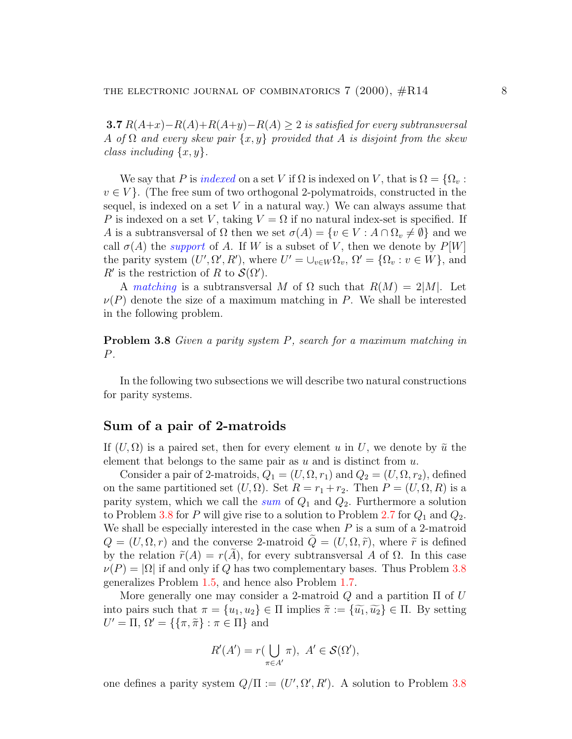**3.7** *$R(A+x)-R(A)+R(A+y)-R(A) \geq 2$ is satisfied for every subtransversal $A$ of $\Omega$ and every skew pair $\{x,y\}$ provided that $A$ is disjoint from the skew class including $\{x,y\}$.*

We say that $P$ is *indexed* on a set $V$ if $\Omega$ is indexed on $V$, that is $\Omega = \{\Omega_v : v \in V\}$. (The free sum of two orthogonal 2-polymatroids, constructed in the sequel, is indexed on a set $V$ in a natural way.) We can always assume that $P$ is indexed on a set $V$, taking $V = \Omega$ if no natural index-set is specified. If $A$ is a subtransversal of $\Omega$ then we set $\sigma(A) = \{v \in V : A \cap \Omega_v \neq \emptyset\}$ and we call $\sigma(A)$ the *support* of $A$. If $W$ is a subset of $V$, then we denote by $P[W]$ the parity system $(U', \Omega', R')$, where $U' = \cup_{v \in W} \Omega_v$, $\Omega' = \{\Omega_v : v \in W\}$, and $R'$ is the restriction of $R$ to $\mathcal{S}(\Omega')$.

A *matching* is a subtransversal $M$ of $\Omega$ such that $R(M) = 2|M|$. Let $\nu(P)$ denote the size of a maximum matching in $P$. We shall be interested in the following problem.

**Problem 3.8** *Given a parity system $P$, search for a maximum matching in $P$.*

In the following two subsections we will describe two natural constructions for parity systems.

## Sum of a pair of 2-matroids

If $(U, \Omega)$ is a paired set, then for every element $u$ in $U$, we denote by $\tilde{u}$ the element that belongs to the same pair as $u$ and is distinct from $u$.

Consider a pair of 2-matroids, $Q_1 = (U, \Omega, r_1)$ and $Q_2 = (U, \Omega, r_2)$, defined on the same partitioned set $(U, \Omega)$. Set $R = r_1 + r_2$. Then $P = (U, \Omega, R)$ is a parity system, which we call the *sum* of $Q_1$ and $Q_2$. Furthermore a solution to Problem 3.8 for $P$ will give rise to a solution to Problem 2.7 for $Q_1$ and $Q_2$. We shall be especially interested in the case when $P$ is a sum of a 2-matroid $Q = (U, \Omega, r)$ and the converse 2-matroid $\widetilde{Q} = (U, \Omega, \tilde{r})$, where $\tilde{r}$ is defined by the relation $\tilde{r}(A) = r(\widetilde{A})$, for every subtransversal $A$ of $\Omega$. In this case $\nu(P) = |\Omega|$ if and only if $Q$ has two complementary bases. Thus Problem 3.8 generalizes Problem 1.5, and hence also Problem 1.7.

More generally one may consider a 2-matroid $Q$ and a partition $\Pi$ of $U$ into pairs such that $\pi = \{u_1, u_2\} \in \Pi$ implies $\tilde{\pi} := \{\widetilde{u_1}, \widetilde{u_2}\} \in \Pi$. By setting $U' = \Pi$, $\Omega' = \{\{\pi, \tilde{\pi}\} : \pi \in \Pi\}$ and

$$R'(A') = r(\bigcup_{\pi \in A'} \pi), \ A' \in \mathcal{S}(\Omega'),$$

one defines a parity system $Q/\Pi := (U', \Omega', R')$. A solution to Problem 3.8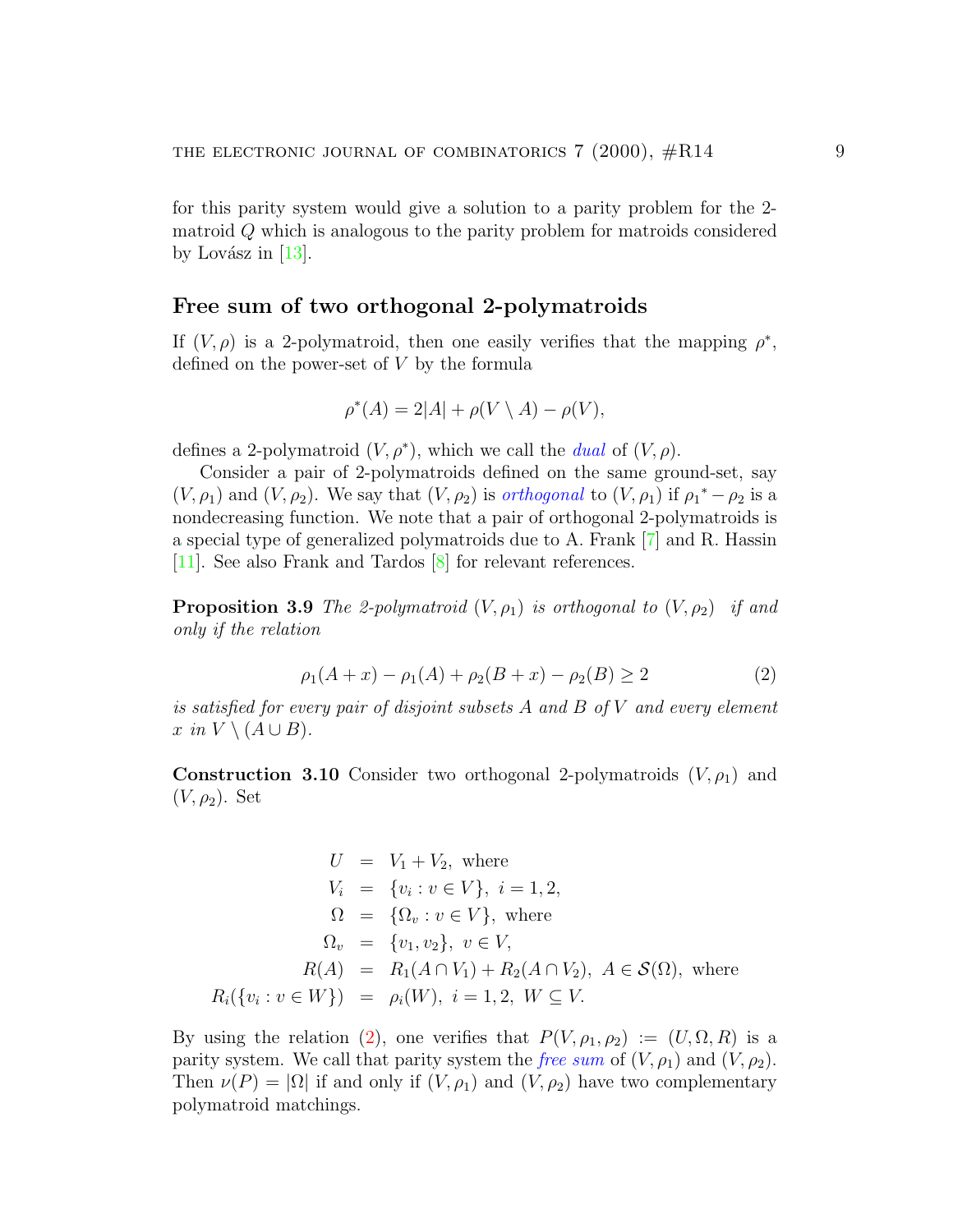for this parity system would give a solution to a parity problem for the 2-matroid $Q$ which is analogous to the parity problem for matroids considered by Lovász in [13].

## Free sum of two orthogonal 2-polymatroids

If $(V, \rho)$ is a 2-polymatroid, then one easily verifies that the mapping $\rho^*$, defined on the power-set of $V$ by the formula

$$\rho^*(A) = 2|A| + \rho(V \setminus A) - \rho(V),$$

defines a 2-polymatroid $(V, \rho^*)$, which we call the *dual* of $(V, \rho)$.

Consider a pair of 2-polymatroids defined on the same ground-set, say $(V, \rho_1)$ and $(V, \rho_2)$. We say that $(V, \rho_2)$ is *orthogonal* to $(V, \rho_1)$ if ${\rho_1}^* - \rho_2$ is a nondecreasing function. We note that a pair of orthogonal 2-polymatroids is a special type of generalized polymatroids due to A. Frank [7] and R. Hassin [11]. See also Frank and Tardos [8] for relevant references.

**Proposition 3.9** *The 2-polymatroid $(V, \rho_1)$ is orthogonal to $(V, \rho_2)$ if and only if the relation*

$$\rho_1(A + x) - \rho_1(A) + \rho_2(B + x) - \rho_2(B) \geq 2 \tag{2}$$

*is satisfied for every pair of disjoint subsets $A$ and $B$ of $V$ and every element $x$ in $V \setminus (A \cup B)$.*

**Construction 3.10** Consider two orthogonal 2-polymatroids $(V, \rho_1)$ and $(V, \rho_2)$. Set

$$\begin{aligned}
U &= V_1 + V_2, \text{ where} \\
V_i &= \{v_i : v \in V\}, \ i = 1, 2, \\
\Omega &= \{\Omega_v : v \in V\}, \text{ where} \\
\Omega_v &= \{v_1, v_2\}, \ v \in V, \\
R(A) &= R_1(A \cap V_1) + R_2(A \cap V_2), \ A \in \mathcal{S}(\Omega), \text{ where} \\
R_i(\{v_i : v \in W\}) &= \rho_i(W), \ i = 1, 2, \ W \subseteq V.
\end{aligned}$$

By using the relation (2), one verifies that $P(V, \rho_1, \rho_2) := (U, \Omega, R)$ is a parity system. We call that parity system the *free sum* of $(V, \rho_1)$ and $(V, \rho_2)$. Then $\nu(P) = |\Omega|$ if and only if $(V, \rho_1)$ and $(V, \rho_2)$ have two complementary polymatroid matchings.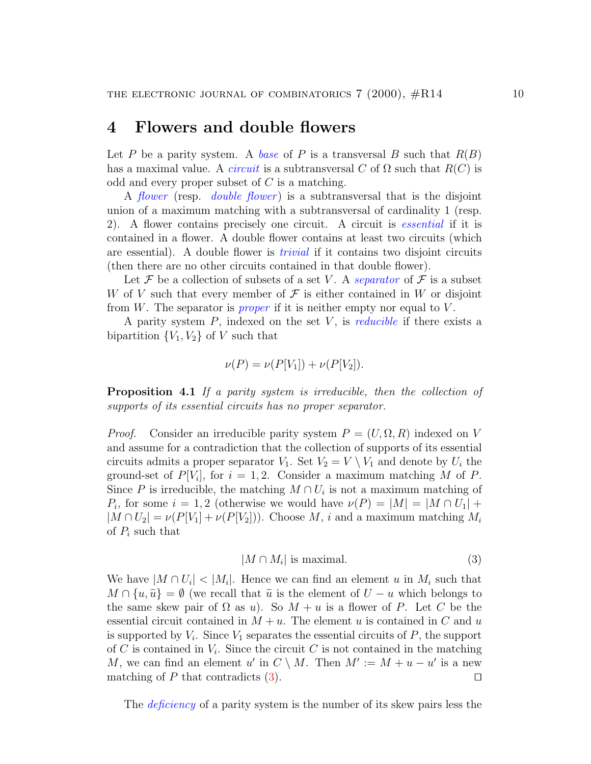## 4 Flowers and double flowers

Let $P$ be a parity system. A *base* of $P$ is a transversal $B$ such that $R(B)$ has a maximal value. A *circuit* is a subtransversal $C$ of $\Omega$ such that $R(C)$ is odd and every proper subset of $C$ is a matching.

A *flower* (resp. *double flower*) is a subtransversal that is the disjoint union of a maximum matching with a subtransversal of cardinality 1 (resp. 2). A flower contains precisely one circuit. A circuit is *essential* if it is contained in a flower. A double flower contains at least two circuits (which are essential). A double flower is *trivial* if it contains two disjoint circuits (then there are no other circuits contained in that double flower).

Let $\mathcal{F}$ be a collection of subsets of a set $V$. A *separator* of $\mathcal{F}$ is a subset $W$ of $V$ such that every member of $\mathcal{F}$ is either contained in $W$ or disjoint from $W$. The separator is *proper* if it is neither empty nor equal to $V$.

A parity system $P$, indexed on the set $V$, is *reducible* if there exists a bipartition $\{V_1, V_2\}$ of $V$ such that

$$\nu(P) = \nu(P[V_1]) + \nu(P[V_2]).$$

**Proposition 4.1** *If a parity system is irreducible, then the collection of supports of its essential circuits has no proper separator.*

*Proof.* Consider an irreducible parity system $P = (U, \Omega, R)$ indexed on $V$ and assume for a contradiction that the collection of supports of its essential circuits admits a proper separator $V_1$. Set $V_2 = V \setminus V_1$ and denote by $U_i$ the ground-set of $P[V_i]$, for $i = 1, 2$. Consider a maximum matching $M$ of $P$. Since $P$ is irreducible, the matching $M \cap U_i$ is not a maximum matching of $P_i$, for some $i = 1, 2$ (otherwise we would have $\nu(P) = |M| = |M \cap U_1| + |M \cap U_2| = \nu(P[V_1] + \nu(P[V_2]))$. Choose $M$, $i$ and a maximum matching $M_i$ of $P_i$ such that

$$|M \cap M_i| \text{ is maximal.} \tag{3}$$

We have $|M \cap U_i| < |M_i|$. Hence we can find an element $u$ in $M_i$ such that $M \cap \{u, \widetilde{u}\} = \emptyset$ (we recall that $\widetilde{u}$ is the element of $U - u$ which belongs to the same skew pair of $\Omega$ as $u$). So $M + u$ is a flower of $P$. Let $C$ be the essential circuit contained in $M + u$. The element $u$ is contained in $C$ and $u$ is supported by $V_i$. Since $V_1$ separates the essential circuits of $P$, the support of $C$ is contained in $V_i$. Since the circuit $C$ is not contained in the matching $M$, we can find an element $u'$ in $C \setminus M$. Then $M' := M + u - u'$ is a new matching of $P$ that contradicts (3). $\square$

The *deficiency* of a parity system is the number of its skew pairs less the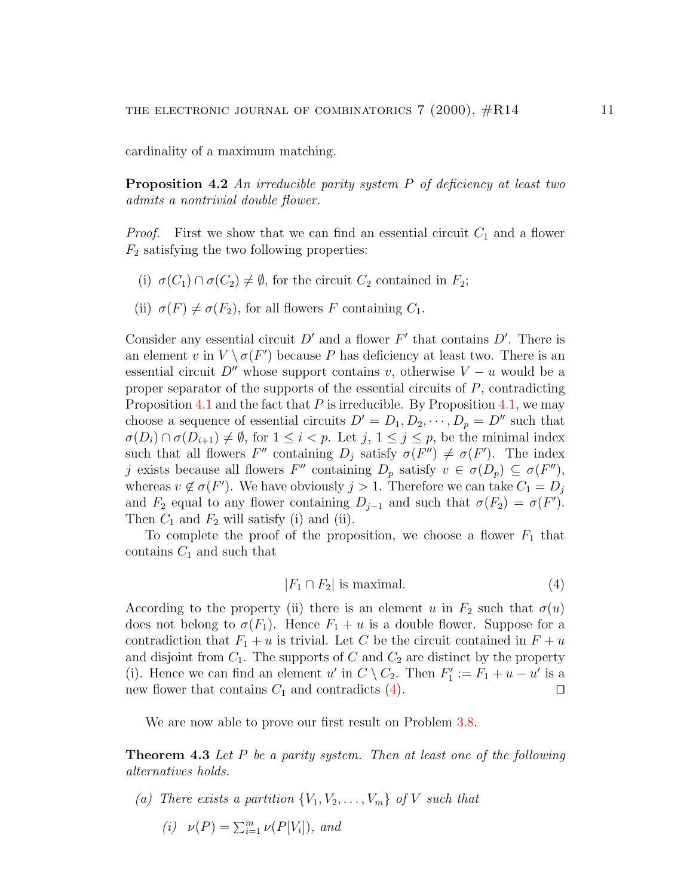cardinality of a maximum matching.

**Proposition 4.2** *An irreducible parity system $P$ of deficiency at least two admits a nontrivial double flower.*

*Proof.* First we show that we can find an essential circuit $C_1$ and a flower $F_2$ satisfying the two following properties:

(i) $\sigma(C_1) \cap \sigma(C_2) \neq \emptyset$, for the circuit $C_2$ contained in $F_2$;

(ii) $\sigma(F) \neq \sigma(F_2)$, for all flowers $F$ containing $C_1$.

Consider any essential circuit $D'$ and a flower $F'$ that contains $D'$. There is an element $v$ in $V \setminus \sigma(F')$ because $P$ has deficiency at least two. There is an essential circuit $D''$ whose support contains $v$, otherwise $V - u$ would be a proper separator of the supports of the essential circuits of $P$, contradicting Proposition 4.1 and the fact that $P$ is irreducible. By Proposition 4.1, we may choose a sequence of essential circuits $D' = D_1, D_2, \cdots, D_p = D''$ such that $\sigma(D_i) \cap \sigma(D_{i+1}) \neq \emptyset$, for $1 \leq i < p$. Let $j$, $1 \leq j \leq p$, be the minimal index such that all flowers $F''$ containing $D_j$ satisfy $\sigma(F'') \neq \sigma(F')$. The index $j$ exists because all flowers $F''$ containing $D_p$ satisfy $v \in \sigma(D_p) \subseteq \sigma(F'')$, whereas $v \notin \sigma(F')$. We have obviously $j > 1$. Therefore we can take $C_1 = D_j$ and $F_2$ equal to any flower containing $D_{j-1}$ and such that $\sigma(F_2) = \sigma(F')$. Then $C_1$ and $F_2$ will satisfy (i) and (ii).

To complete the proof of the proposition, we choose a flower $F_1$ that contains $C_1$ and such that

$$|F_1 \cap F_2| \text{ is maximal.} \tag{4}$$

According to the property (ii) there is an element $u$ in $F_2$ such that $\sigma(u)$ does not belong to $\sigma(F_1)$. Hence $F_1 + u$ is a double flower. Suppose for a contradiction that $F_1 + u$ is trivial. Let $C$ be the circuit contained in $F + u$ and disjoint from $C_1$. The supports of $C$ and $C_2$ are distinct by the property (i). Hence we can find an element $u'$ in $C \setminus C_2$. Then $F_1' := F_1 + u - u'$ is a new flower that contains $C_1$ and contradicts (4). ◻

We are now able to prove our first result on Problem 3.8.

**Theorem 4.3** *Let $P$ be a parity system. Then at least one of the following alternatives holds.*

*(a) There exists a partition $\{V_1, V_2, \ldots, V_m\}$ of $V$ such that*

*(i) $\nu(P) = \sum_{i=1}^{m} \nu(P[V_i])$, and*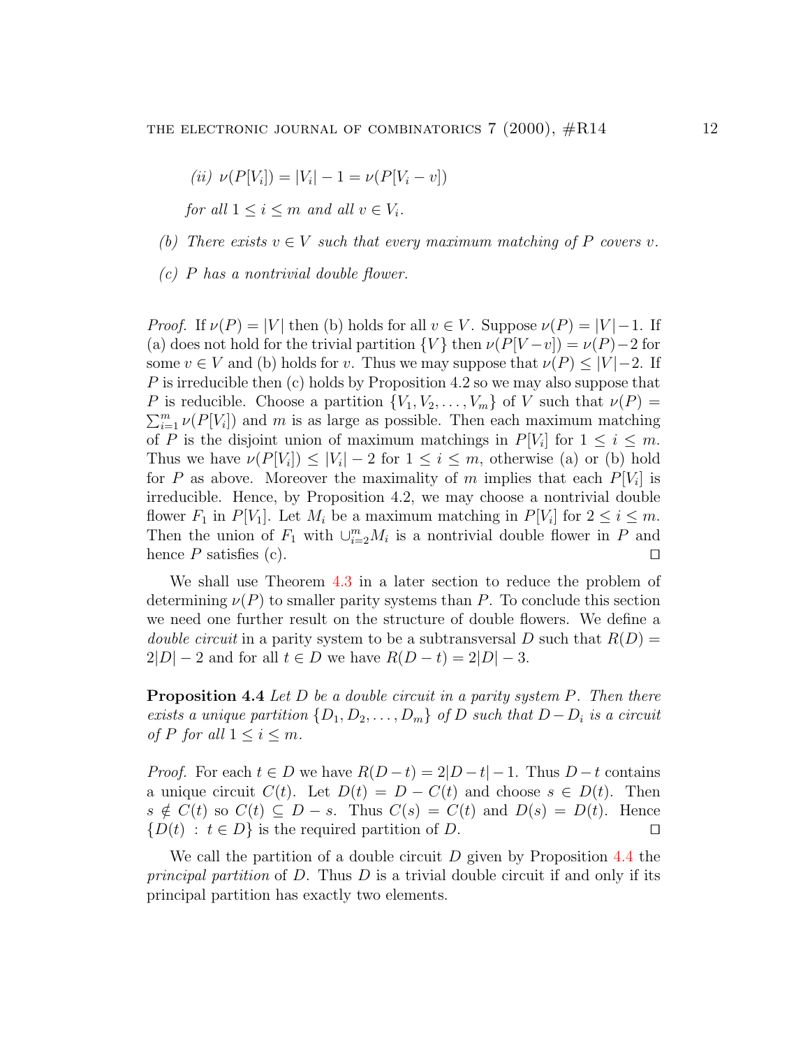*(ii)* $\nu(P[V_i]) = |V_i| - 1 = \nu(P[V_i - v])$

*for all* $1 \le i \le m$ *and all* $v \in V_i$*.*

*(b) There exists* $v \in V$ *such that every maximum matching of* $P$ *covers* $v$*.*

*(c)* $P$ *has a nontrivial double flower.*

*Proof.* If $\nu(P) = |V|$ then (b) holds for all $v \in V$. Suppose $\nu(P) = |V| - 1$. If (a) does not hold for the trivial partition $\{V\}$ then $\nu(P[V - v]) = \nu(P) - 2$ for some $v \in V$ and (b) holds for $v$. Thus we may suppose that $\nu(P) \le |V| - 2$. If $P$ is irreducible then (c) holds by Proposition 4.2 so we may also suppose that $P$ is reducible. Choose a partition $\{V_1, V_2, \ldots, V_m\}$ of $V$ such that $\nu(P) = \sum_{i=1}^{m} \nu(P[V_i])$ and $m$ is as large as possible. Then each maximum matching of $P$ is the disjoint union of maximum matchings in $P[V_i]$ for $1 \le i \le m$. Thus we have $\nu(P[V_i]) \le |V_i| - 2$ for $1 \le i \le m$, otherwise (a) or (b) hold for $P$ as above. Moreover the maximality of $m$ implies that each $P[V_i]$ is irreducible. Hence, by Proposition 4.2, we may choose a nontrivial double flower $F_1$ in $P[V_1]$. Let $M_i$ be a maximum matching in $P[V_i]$ for $2 \le i \le m$. Then the union of $F_1$ with $\cup_{i=2}^{m} M_i$ is a nontrivial double flower in $P$ and hence $P$ satisfies (c). □

We shall use Theorem 4.3 in a later section to reduce the problem of determining $\nu(P)$ to smaller parity systems than $P$. To conclude this section we need one further result on the structure of double flowers. We define a *double circuit* in a parity system to be a subtransversal $D$ such that $R(D) = 2|D| - 2$ and for all $t \in D$ we have $R(D - t) = 2|D| - 3$.

**Proposition 4.4** *Let* $D$ *be a double circuit in a parity system* $P$*. Then there exists a unique partition* $\{D_1, D_2, \ldots, D_m\}$ *of* $D$ *such that* $D - D_i$ *is a circuit of* $P$ *for all* $1 \le i \le m$*.*

*Proof.* For each $t \in D$ we have $R(D - t) = 2|D - t| - 1$. Thus $D - t$ contains a unique circuit $C(t)$. Let $D(t) = D - C(t)$ and choose $s \in D(t)$. Then $s \notin C(t)$ so $C(t) \subseteq D - s$. Thus $C(s) = C(t)$ and $D(s) = D(t)$. Hence $\{D(t) : t \in D\}$ is the required partition of $D$. □

We call the partition of a double circuit $D$ given by Proposition 4.4 the *principal partition* of $D$. Thus $D$ is a trivial double circuit if and only if its principal partition has exactly two elements.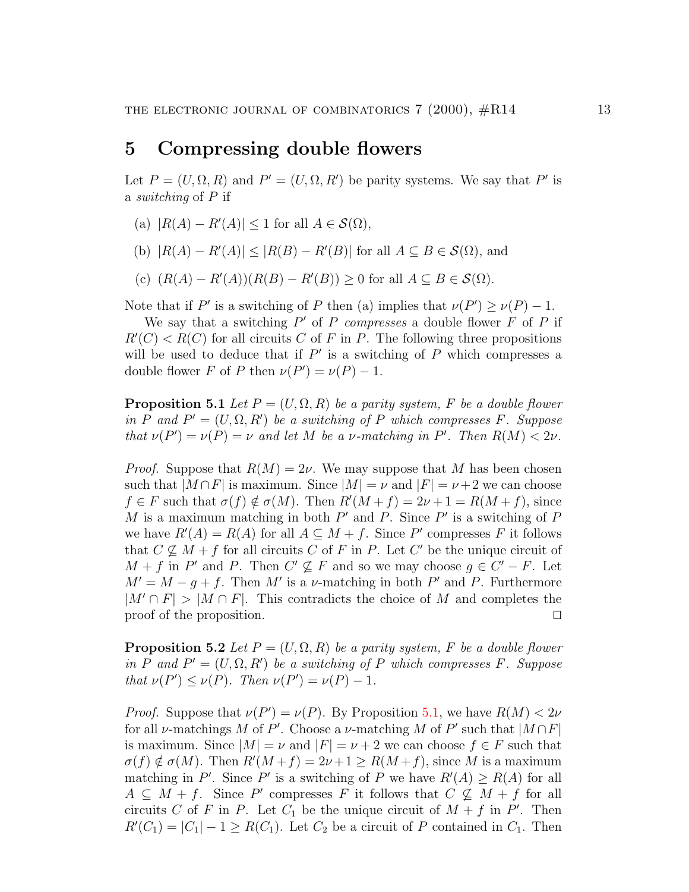## 5 Compressing double flowers

Let $P = (U, \Omega, R)$ and $P' = (U, \Omega, R')$ be parity systems. We say that $P'$ is a *switching* of $P$ if

(a) $|R(A) - R'(A)| \leq 1$ for all $A \in \mathcal{S}(\Omega)$,

(b) $|R(A) - R'(A)| \leq |R(B) - R'(B)|$ for all $A \subseteq B \in \mathcal{S}(\Omega)$, and

(c) $(R(A) - R'(A))(R(B) - R'(B)) \geq 0$ for all $A \subseteq B \in \mathcal{S}(\Omega)$.

Note that if $P'$ is a switching of $P$ then (a) implies that $\nu(P') \geq \nu(P) - 1$.

We say that a switching $P'$ of $P$ *compresses* a double flower $F$ of $P$ if $R'(C) < R(C)$ for all circuits $C$ of $F$ in $P$. The following three propositions will be used to deduce that if $P'$ is a switching of $P$ which compresses a double flower $F$ of $P$ then $\nu(P') = \nu(P) - 1$.

**Proposition 5.1** *Let $P = (U, \Omega, R)$ be a parity system, $F$ be a double flower in $P$ and $P' = (U, \Omega, R')$ be a switching of $P$ which compresses $F$. Suppose that $\nu(P') = \nu(P) = \nu$ and let $M$ be a $\nu$-matching in $P'$. Then $R(M) < 2\nu$.*

*Proof.* Suppose that $R(M) = 2\nu$. We may suppose that $M$ has been chosen such that $|M \cap F|$ is maximum. Since $|M| = \nu$ and $|F| = \nu + 2$ we can choose $f \in F$ such that $\sigma(f) \notin \sigma(M)$. Then $R'(M + f) = 2\nu + 1 = R(M + f)$, since $M$ is a maximum matching in both $P'$ and $P$. Since $P'$ is a switching of $P$ we have $R'(A) = R(A)$ for all $A \subseteq M + f$. Since $P'$ compresses $F$ it follows that $C \not\subseteq M + f$ for all circuits $C$ of $F$ in $P$. Let $C'$ be the unique circuit of $M + f$ in $P'$ and $P$. Then $C' \not\subseteq F$ and so we may choose $g \in C' - F$. Let $M' = M - g + f$. Then $M'$ is a $\nu$-matching in both $P'$ and $P$. Furthermore $|M' \cap F| > |M \cap F|$. This contradicts the choice of $M$ and completes the proof of the proposition. $\square$

**Proposition 5.2** *Let $P = (U, \Omega, R)$ be a parity system, $F$ be a double flower in $P$ and $P' = (U, \Omega, R')$ be a switching of $P$ which compresses $F$. Suppose that $\nu(P') \leq \nu(P)$. Then $\nu(P') = \nu(P) - 1$.*

*Proof.* Suppose that $\nu(P') = \nu(P)$. By Proposition 5.1, we have $R(M) < 2\nu$ for all $\nu$-matchings $M$ of $P'$. Choose a $\nu$-matching $M$ of $P'$ such that $|M \cap F|$ is maximum. Since $|M| = \nu$ and $|F| = \nu + 2$ we can choose $f \in F$ such that $\sigma(f) \notin \sigma(M)$. Then $R'(M + f) = 2\nu + 1 \geq R(M + f)$, since $M$ is a maximum matching in $P'$. Since $P'$ is a switching of $P$ we have $R'(A) \geq R(A)$ for all $A \subseteq M + f$. Since $P'$ compresses $F$ it follows that $C \not\subseteq M + f$ for all circuits $C$ of $F$ in $P$. Let $C_1$ be the unique circuit of $M + f$ in $P'$. Then $R'(C_1) = |C_1| - 1 \geq R(C_1)$. Let $C_2$ be a circuit of $P$ contained in $C_1$. Then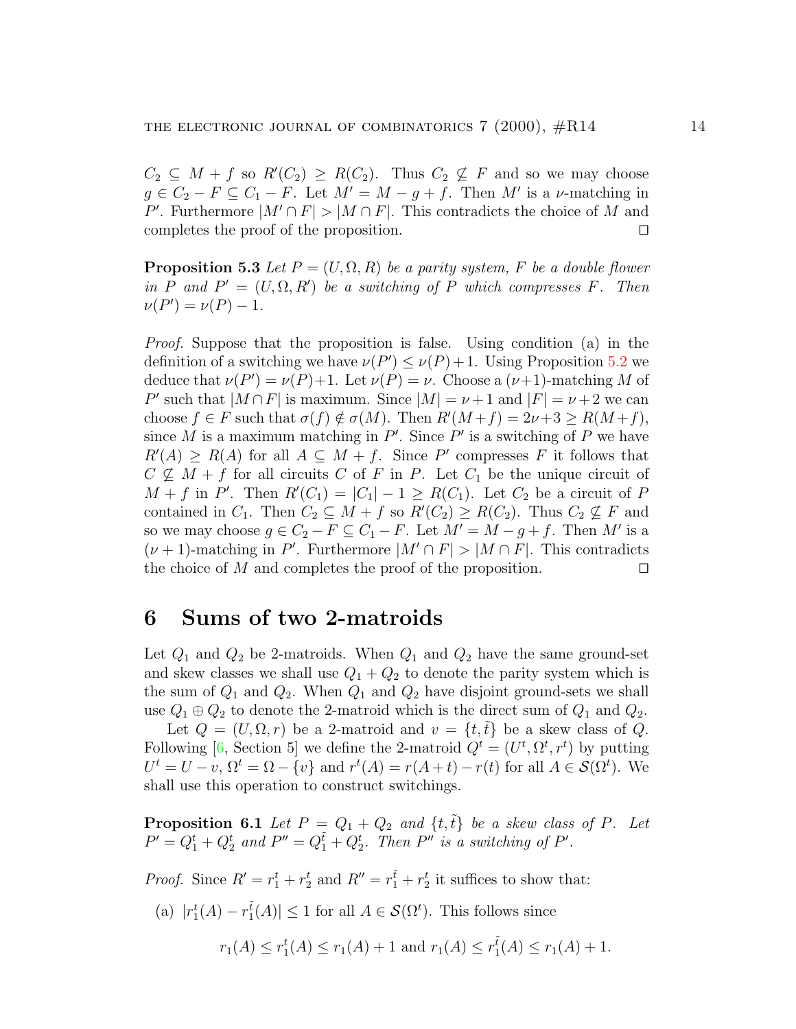$C_2 \subseteq M+f$ so $R'(C_2) \geq R(C_2)$. Thus $C_2 \not\subseteq F$ and so we may choose $g \in C_2 - F \subseteq C_1 - F$. Let $M' = M - g + f$. Then $M'$ is a $\nu$-matching in $P'$. Furthermore $|M' \cap F| > |M \cap F|$. This contradicts the choice of $M$ and completes the proof of the proposition. □

**Proposition 5.3** *Let $P = (U, \Omega, R)$ be a parity system, $F$ be a double flower in $P$ and $P' = (U, \Omega, R')$ be a switching of $P$ which compresses $F$. Then $\nu(P') = \nu(P) - 1$.*

*Proof.* Suppose that the proposition is false. Using condition (a) in the definition of a switching we have $\nu(P') \leq \nu(P)+1$. Using Proposition 5.2 we deduce that $\nu(P') = \nu(P)+1$. Let $\nu(P) = \nu$. Choose a $(\nu+1)$-matching $M$ of $P'$ such that $|M \cap F|$ is maximum. Since $|M| = \nu+1$ and $|F| = \nu+2$ we can choose $f \in F$ such that $\sigma(f) \notin \sigma(M)$. Then $R'(M+f) = 2\nu+3 \geq R(M+f)$, since $M$ is a maximum matching in $P'$. Since $P'$ is a switching of $P$ we have $R'(A) \geq R(A)$ for all $A \subseteq M+f$. Since $P'$ compresses $F$ it follows that $C \not\subseteq M+f$ for all circuits $C$ of $F$ in $P$. Let $C_1$ be the unique circuit of $M+f$ in $P'$. Then $R'(C_1) = |C_1| - 1 \geq R(C_1)$. Let $C_2$ be a circuit of $P$ contained in $C_1$. Then $C_2 \subseteq M+f$ so $R'(C_2) \geq R(C_2)$. Thus $C_2 \not\subseteq F$ and so we may choose $g \in C_2 - F \subseteq C_1 - F$. Let $M' = M - g + f$. Then $M'$ is a $(\nu+1)$-matching in $P'$. Furthermore $|M' \cap F| > |M \cap F|$. This contradicts the choice of $M$ and completes the proof of the proposition. □

## 6 Sums of two 2-matroids

Let $Q_1$ and $Q_2$ be 2-matroids. When $Q_1$ and $Q_2$ have the same ground-set and skew classes we shall use $Q_1 + Q_2$ to denote the parity system which is the sum of $Q_1$ and $Q_2$. When $Q_1$ and $Q_2$ have disjoint ground-sets we shall use $Q_1 \oplus Q_2$ to denote the 2-matroid which is the direct sum of $Q_1$ and $Q_2$.

Let $Q = (U, \Omega, r)$ be a 2-matroid and $v = \{t, \tilde{t}\}$ be a skew class of $Q$. Following [6, Section 5] we define the 2-matroid $Q^t = (U^t, \Omega^t, r^t)$ by putting $U^t = U - v$, $\Omega^t = \Omega - \{v\}$ and $r^t(A) = r(A+t) - r(t)$ for all $A \in \mathcal{S}(\Omega^t)$. We shall use this operation to construct switchings.

**Proposition 6.1** *Let $P = Q_1 + Q_2$ and $\{t, \tilde{t}\}$ be a skew class of $P$. Let $P' = Q_1^t + Q_2^t$ and $P'' = Q_1^{\tilde{t}} + Q_2^t$. Then $P''$ is a switching of $P'$.*

*Proof.* Since $R' = r_1^t + r_2^t$ and $R'' = r_1^{\tilde{t}} + r_2^t$ it suffices to show that:

(a) $|r_1^t(A) - r_1^{\tilde{t}}(A)| \leq 1$ for all $A \in \mathcal{S}(\Omega^t)$. This follows since

$$r_1(A) \leq r_1^t(A) \leq r_1(A) + 1 \text{ and } r_1(A) \leq r_1^{\tilde{t}}(A) \leq r_1(A) + 1.$$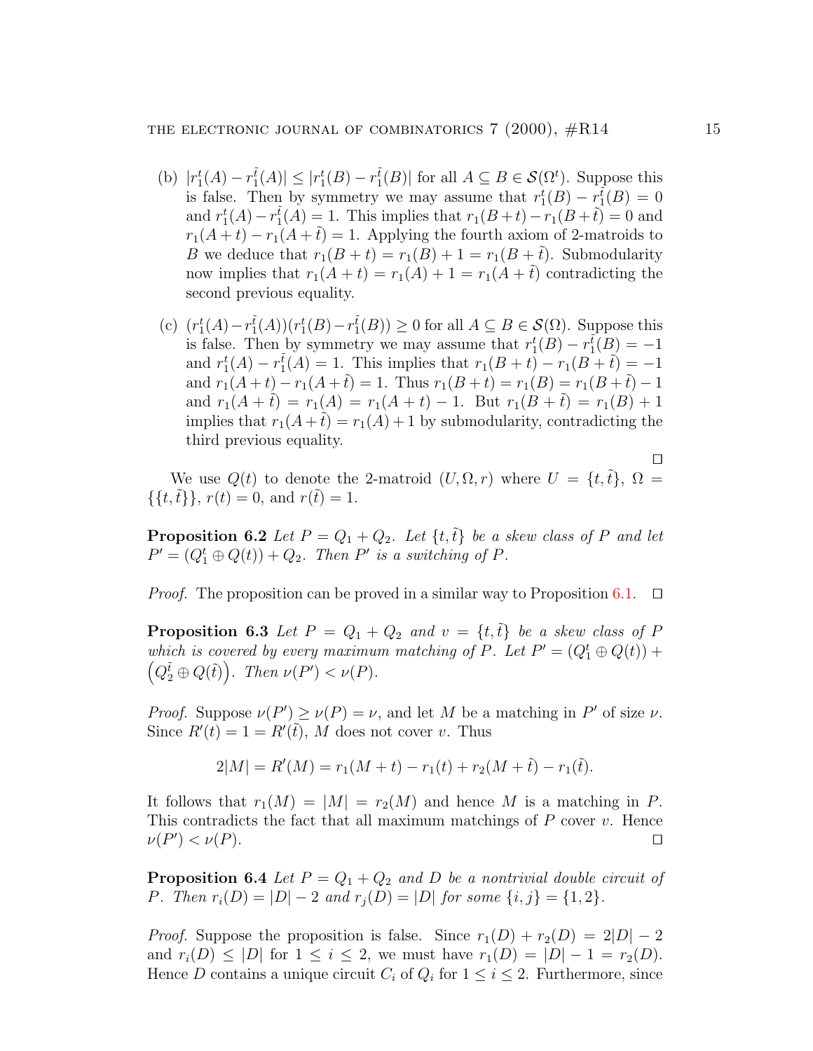(b) $|r_1^t(A) - r_1^{\tilde{t}}(A)| \leq |r_1^t(B) - r_1^{\tilde{t}}(B)|$ for all $A \subseteq B \in \mathcal{S}(\Omega^t)$. Suppose this is false. Then by symmetry we may assume that $r_1^t(B) - r_1^{\tilde{t}}(B) = 0$ and $r_1^t(A) - r_1^{\tilde{t}}(A) = 1$. This implies that $r_1(B + t) - r_1(B + \tilde{t}) = 0$ and $r_1(A + t) - r_1(A + \tilde{t}) = 1$. Applying the fourth axiom of 2-matroids to $B$ we deduce that $r_1(B + t) = r_1(B) + 1 = r_1(B + \tilde{t})$. Submodularity now implies that $r_1(A + t) = r_1(A) + 1 = r_1(A + \tilde{t})$ contradicting the second previous equality.

(c) $(r_1^t(A) - r_1^{\tilde{t}}(A))(r_1^t(B) - r_1^{\tilde{t}}(B)) \geq 0$ for all $A \subseteq B \in \mathcal{S}(\Omega)$. Suppose this is false. Then by symmetry we may assume that $r_1^t(B) - r_1^{\tilde{t}}(B) = -1$ and $r_1^t(A) - r_1^{\tilde{t}}(A) = 1$. This implies that $r_1(B + t) - r_1(B + \tilde{t}) = -1$ and $r_1(A + t) - r_1(A + \tilde{t}) = 1$. Thus $r_1(B + t) = r_1(B) = r_1(B + \tilde{t}) - 1$ and $r_1(A + \tilde{t}) = r_1(A) = r_1(A + t) - 1$. But $r_1(B + \tilde{t}) = r_1(B) + 1$ implies that $r_1(A + \tilde{t}) = r_1(A) + 1$ by submodularity, contradicting the third previous equality.

□

We use $Q(t)$ to denote the 2-matroid $(U, \Omega, r)$ where $U = \{t, \tilde{t}\}$, $\Omega = \{\{t, \tilde{t}\}\}$, $r(t) = 0$, and $r(\tilde{t}) = 1$.

**Proposition 6.2** *Let $P = Q_1 + Q_2$. Let $\{t, \tilde{t}\}$ be a skew class of $P$ and let $P' = (Q_1^t \oplus Q(t)) + Q_2$. Then $P'$ is a switching of $P$.*

*Proof.* The proposition can be proved in a similar way to Proposition 6.1. □

**Proposition 6.3** *Let $P = Q_1 + Q_2$ and $v = \{t, \tilde{t}\}$ be a skew class of $P$ which is covered by every maximum matching of $P$. Let $P' = (Q_1^t \oplus Q(t)) + \left(Q_2^{\tilde{t}} \oplus Q(\tilde{t})\right)$. Then $\nu(P') < \nu(P)$.*

*Proof.* Suppose $\nu(P') \geq \nu(P) = \nu$, and let $M$ be a matching in $P'$ of size $\nu$. Since $R'(t) = 1 = R'(\tilde{t})$, $M$ does not cover $v$. Thus

$$2|M| = R'(M) = r_1(M + t) - r_1(t) + r_2(M + \tilde{t}) - r_1(\tilde{t}).$$

It follows that $r_1(M) = |M| = r_2(M)$ and hence $M$ is a matching in $P$. This contradicts the fact that all maximum matchings of $P$ cover $v$. Hence $\nu(P') < \nu(P)$. □

**Proposition 6.4** *Let $P = Q_1 + Q_2$ and $D$ be a nontrivial double circuit of $P$. Then $r_i(D) = |D| - 2$ and $r_j(D) = |D|$ for some $\{i, j\} = \{1, 2\}$.*

*Proof.* Suppose the proposition is false. Since $r_1(D) + r_2(D) = 2|D| - 2$ and $r_i(D) \leq |D|$ for $1 \leq i \leq 2$, we must have $r_1(D) = |D| - 1 = r_2(D)$. Hence $D$ contains a unique circuit $C_i$ of $Q_i$ for $1 \leq i \leq 2$. Furthermore, since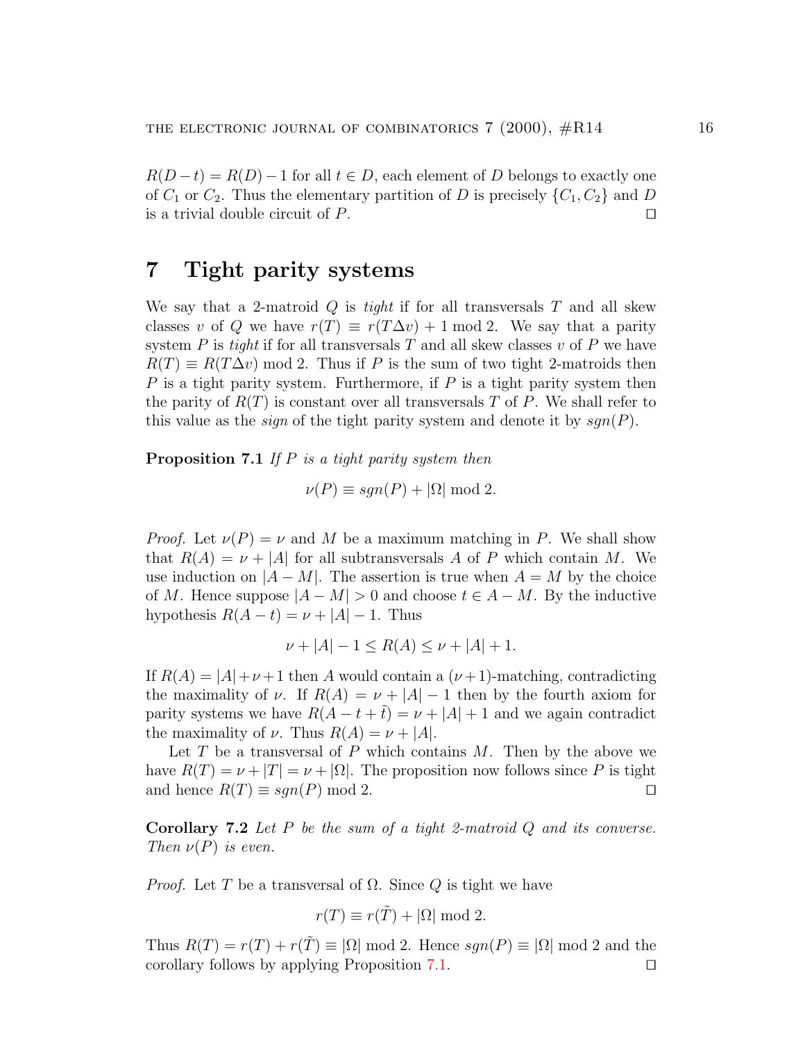$R(D-t) = R(D)-1$ for all $t \in D$, each element of $D$ belongs to exactly one of $C_1$ or $C_2$. Thus the elementary partition of $D$ is precisely $\{C_1, C_2\}$ and $D$ is a trivial double circuit of $P$. □

# 7 Tight parity systems

We say that a 2-matroid $Q$ is *tight* if for all transversals $T$ and all skew classes $v$ of $Q$ we have $r(T) \equiv r(T \Delta v) + 1 \bmod 2$. We say that a parity system $P$ is *tight* if for all transversals $T$ and all skew classes $v$ of $P$ we have $R(T) \equiv R(T \Delta v) \bmod 2$. Thus if $P$ is the sum of two tight 2-matroids then $P$ is a tight parity system. Furthermore, if $P$ is a tight parity system then the parity of $R(T)$ is constant over all transversals $T$ of $P$. We shall refer to this value as the *sign* of the tight parity system and denote it by $sgn(P)$.

**Proposition 7.1** *If $P$ is a tight parity system then*

$$\nu(P) \equiv sgn(P) + |\Omega| \bmod 2.$$

*Proof.* Let $\nu(P) = \nu$ and $M$ be a maximum matching in $P$. We shall show that $R(A) = \nu + |A|$ for all subtransversals $A$ of $P$ which contain $M$. We use induction on $|A - M|$. The assertion is true when $A = M$ by the choice of $M$. Hence suppose $|A - M| > 0$ and choose $t \in A - M$. By the inductive hypothesis $R(A - t) = \nu + |A| - 1$. Thus

$$\nu + |A| - 1 \leq R(A) \leq \nu + |A| + 1.$$

If $R(A) = |A| + \nu + 1$ then $A$ would contain a $(\nu+1)$-matching, contradicting the maximality of $\nu$. If $R(A) = \nu + |A| - 1$ then by the fourth axiom for parity systems we have $R(A - t + \tilde{t}) = \nu + |A| + 1$ and we again contradict the maximality of $\nu$. Thus $R(A) = \nu + |A|$.

Let $T$ be a transversal of $P$ which contains $M$. Then by the above we have $R(T) = \nu + |T| = \nu + |\Omega|$. The proposition now follows since $P$ is tight and hence $R(T) \equiv sgn(P) \bmod 2$. □

**Corollary 7.2** *Let $P$ be the sum of a tight 2-matroid $Q$ and its converse. Then $\nu(P)$ is even.*

*Proof.* Let $T$ be a transversal of $\Omega$. Since $Q$ is tight we have

$$r(T) \equiv r(\tilde{T}) + |\Omega| \bmod 2.$$

Thus $R(T) = r(T) + r(\tilde{T}) \equiv |\Omega| \bmod 2$. Hence $sgn(P) \equiv |\Omega| \bmod 2$ and the corollary follows by applying Proposition 7.1. □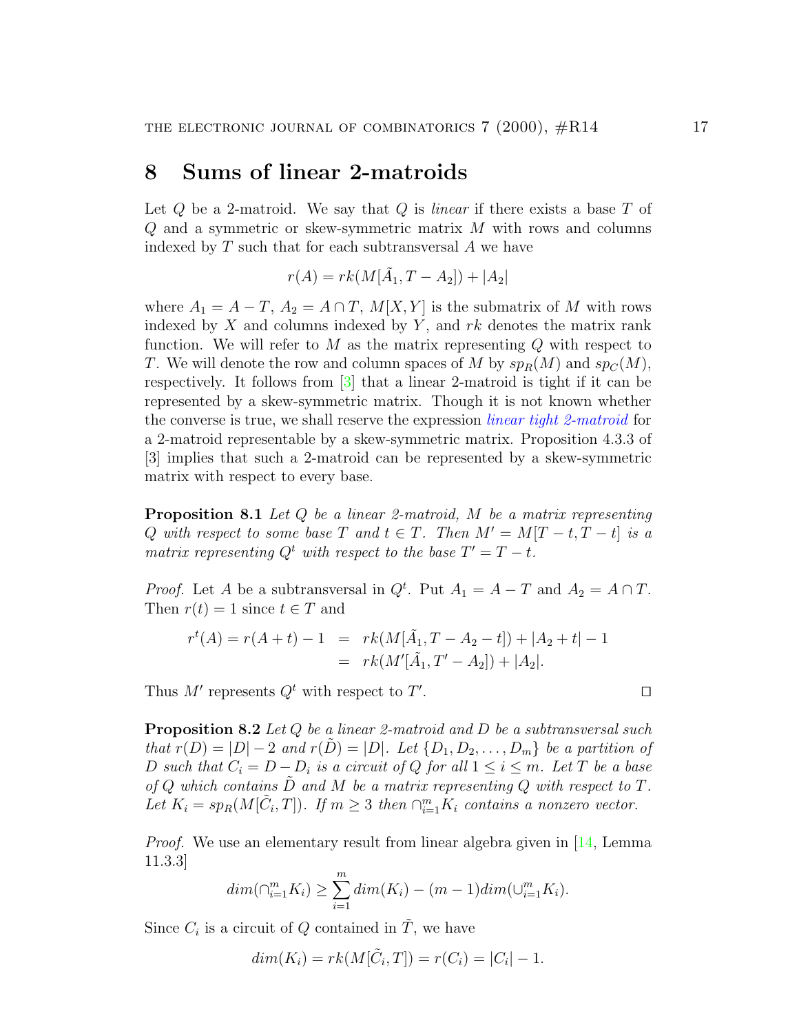## 8 Sums of linear 2-matroids

Let $Q$ be a 2-matroid. We say that $Q$ is *linear* if there exists a base $T$ of $Q$ and a symmetric or skew-symmetric matrix $M$ with rows and columns indexed by $T$ such that for each subtransversal $A$ we have

$$r(A) = rk(M[\tilde{A}_1, T - A_2]) + |A_2|$$

where $A_1 = A - T$, $A_2 = A \cap T$, $M[X, Y]$ is the submatrix of $M$ with rows indexed by $X$ and columns indexed by $Y$, and $rk$ denotes the matrix rank function. We will refer to $M$ as the matrix representing $Q$ with respect to $T$. We will denote the row and column spaces of $M$ by $sp_R(M)$ and $sp_C(M)$, respectively. It follows from [3] that a linear 2-matroid is tight if it can be represented by a skew-symmetric matrix. Though it is not known whether the converse is true, we shall reserve the expression *linear tight 2-matroid* for a 2-matroid representable by a skew-symmetric matrix. Proposition 4.3.3 of [3] implies that such a 2-matroid can be represented by a skew-symmetric matrix with respect to every base.

**Proposition 8.1** *Let $Q$ be a linear 2-matroid, $M$ be a matrix representing $Q$ with respect to some base $T$ and $t \in T$. Then $M' = M[T - t, T - t]$ is a matrix representing $Q^t$ with respect to the base $T' = T - t$.*

*Proof.* Let $A$ be a subtransversal in $Q^t$. Put $A_1 = A - T$ and $A_2 = A \cap T$. Then $r(t) = 1$ since $t \in T$ and

$$\begin{aligned} r^t(A) = r(A + t) - 1 &= rk(M[\tilde{A}_1, T - A_2 - t]) + |A_2 + t| - 1 \\ &= rk(M'[\tilde{A}_1, T' - A_2]) + |A_2|. \end{aligned}$$

Thus $M'$ represents $Q^t$ with respect to $T'$. ◻

**Proposition 8.2** *Let $Q$ be a linear 2-matroid and $D$ be a subtransversal such that $r(D) = |D| - 2$ and $r(\tilde{D}) = |D|$. Let $\{D_1, D_2, \ldots, D_m\}$ be a partition of $D$ such that $C_i = D - D_i$ is a circuit of $Q$ for all $1 \leq i \leq m$. Let $T$ be a base of $Q$ which contains $\tilde{D}$ and $M$ be a matrix representing $Q$ with respect to $T$. Let $K_i = sp_R(M[\tilde{C}_i, T])$. If $m \geq 3$ then $\cap_{i=1}^m K_i$ contains a nonzero vector.*

*Proof.* We use an elementary result from linear algebra given in [14, Lemma 11.3.3]

$$dim(\cap_{i=1}^m K_i) \geq \sum_{i=1}^m dim(K_i) - (m-1) dim(\cup_{i=1}^m K_i).$$

Since $C_i$ is a circuit of $Q$ contained in $\tilde{T}$, we have

$$dim(K_i) = rk(M[\tilde{C}_i, T]) = r(C_i) = |C_i| - 1.$$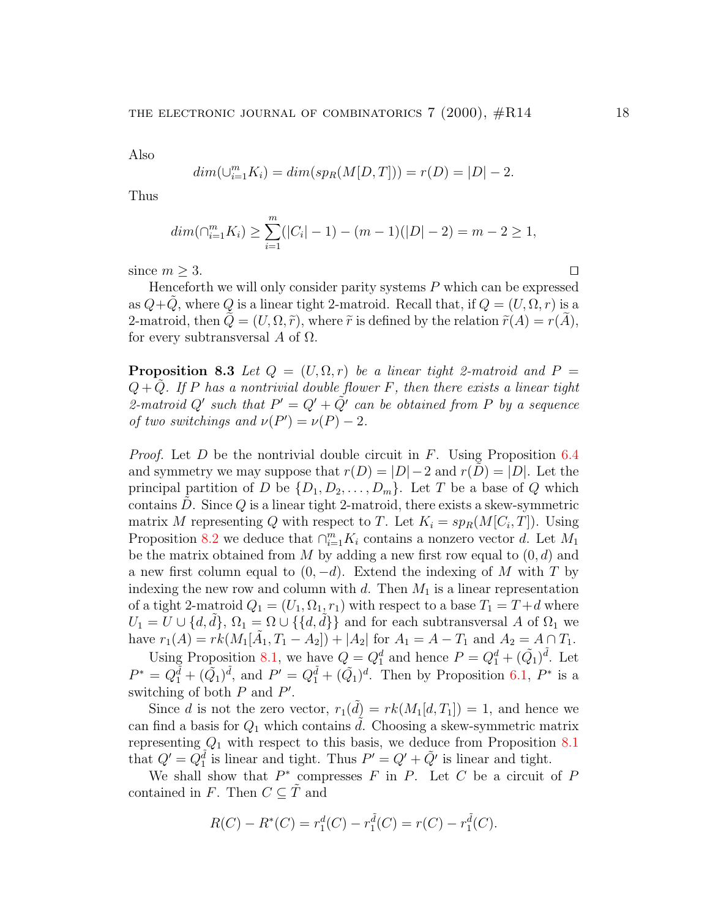Also

$$dim(\cup_{i=1}^{m} K_i) = dim(sp_R(M[D,T])) = r(D) = |D| - 2.$$

Thus

$$dim(\cap_{i=1}^{m} K_i) \geq \sum_{i=1}^{m}(|C_i| - 1) - (m-1)(|D| - 2) = m - 2 \geq 1,$$

since $m \geq 3$. $\square$

Henceforth we will only consider parity systems $P$ which can be expressed as $Q + \widetilde{Q}$, where $Q$ is a linear tight 2-matroid. Recall that, if $Q = (U, \Omega, r)$ is a 2-matroid, then $\widetilde{Q} = (U, \Omega, \widetilde{r})$, where $\widetilde{r}$ is defined by the relation $\widetilde{r}(A) = r(\widetilde{A})$, for every subtransversal $A$ of $\Omega$.

**Proposition 8.3** *Let $Q = (U, \Omega, r)$ be a linear tight 2-matroid and $P = Q + \tilde{Q}$. If $P$ has a nontrivial double flower $F$, then there exists a linear tight 2-matroid $Q'$ such that $P' = Q' + \tilde{Q}'$ can be obtained from $P$ by a sequence of two switchings and $\nu(P') = \nu(P) - 2$.*

*Proof.* Let $D$ be the nontrivial double circuit in $F$. Using Proposition 6.4 and symmetry we may suppose that $r(D) = |D| - 2$ and $r(\tilde{D}) = |D|$. Let the principal partition of $D$ be $\{D_1, D_2, \ldots, D_m\}$. Let $T$ be a base of $Q$ which contains $\tilde{D}$. Since $Q$ is a linear tight 2-matroid, there exists a skew-symmetric matrix $M$ representing $Q$ with respect to $T$. Let $K_i = sp_R(M[C_i, T])$. Using Proposition 8.2 we deduce that $\cap_{i=1}^{m} K_i$ contains a nonzero vector $d$. Let $M_1$ be the matrix obtained from $M$ by adding a new first row equal to $(0, d)$ and a new first column equal to $(0, -d)$. Extend the indexing of $M$ with $T$ by indexing the new row and column with $d$. Then $M_1$ is a linear representation of a tight 2-matroid $Q_1 = (U_1, \Omega_1, r_1)$ with respect to a base $T_1 = T + d$ where $U_1 = U \cup \{d, \tilde{d}\}$, $\Omega_1 = \Omega \cup \{\{d, \tilde{d}\}\}$ and for each subtransversal $A$ of $\Omega_1$ we have $r_1(A) = rk(M_1[\tilde{A}_1, T_1 - A_2]) + |A_2|$ for $A_1 = A - T_1$ and $A_2 = A \cap T_1$.

Using Proposition 8.1, we have $Q = Q_1^d$ and hence $P = Q_1^d + (\tilde{Q}_1)^{\tilde{d}}$. Let $P^* = Q_1^{\tilde{d}} + (\tilde{Q}_1)^{\tilde{d}}$, and $P' = Q_1^{\tilde{d}} + (\tilde{Q}_1)^d$. Then by Proposition 6.1, $P^*$ is a switching of both $P$ and $P'$.

Since $d$ is not the zero vector, $r_1(\tilde{d}) = rk(M_1[d, T_1]) = 1$, and hence we can find a basis for $Q_1$ which contains $\tilde{d}$. Choosing a skew-symmetric matrix representing $Q_1$ with respect to this basis, we deduce from Proposition 8.1 that $Q' = Q_1^{\tilde{d}}$ is linear and tight. Thus $P' = Q' + \tilde{Q}'$ is linear and tight.

We shall show that $P^*$ compresses $F$ in $P$. Let $C$ be a circuit of $P$ contained in $F$. Then $C \subseteq \tilde{T}$ and

$$R(C) - R^*(C) = r_1^d(C) - r_1^{\tilde{d}}(C) = r(C) - r_1^{\tilde{d}}(C).$$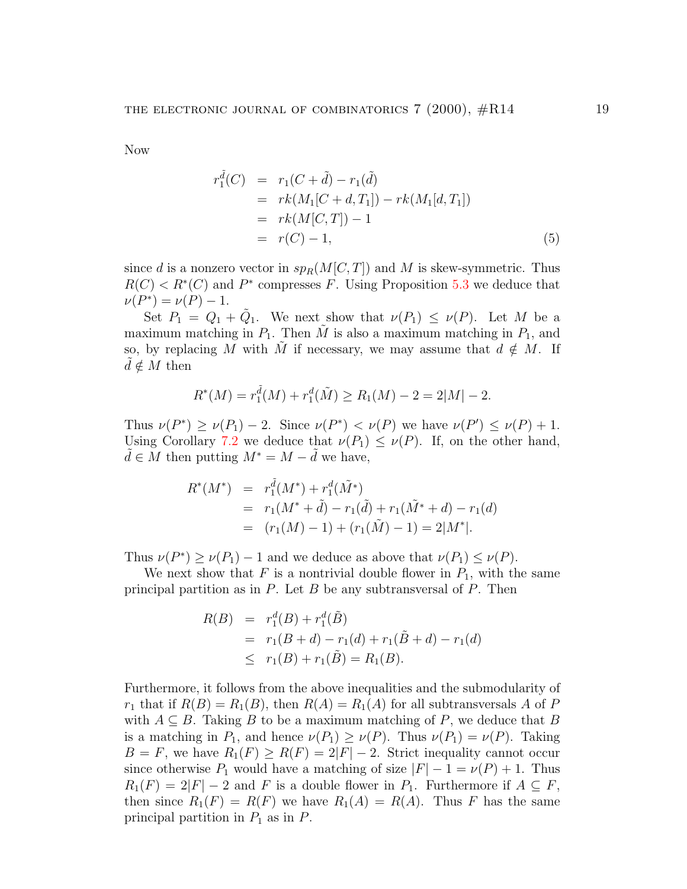Now

$$
\begin{aligned}
r_1^{\tilde{d}}(C) &= r_1(C+\tilde{d}) - r_1(\tilde{d}) \\
&= rk(M_1[C+d, T_1]) - rk(M_1[d, T_1]) \\
&= rk(M[C,T]) - 1 \\
&= r(C) - 1, 
\end{aligned}
\tag{5}
$$

since $d$ is a nonzero vector in $sp_R(M[C,T])$ and $M$ is skew-symmetric. Thus $R(C) < R^*(C)$ and $P^*$ compresses $F$. Using Proposition 5.3 we deduce that $\nu(P^*) = \nu(P) - 1$.

Set $P_1 = Q_1 + \tilde{Q}_1$. We next show that $\nu(P_1) \le \nu(P)$. Let $M$ be a maximum matching in $P_1$. Then $\tilde{M}$ is also a maximum matching in $P_1$, and so, by replacing $M$ with $\tilde{M}$ if necessary, we may assume that $d \notin M$. If $\tilde{d} \notin M$ then

$$R^*(M) = r_1^{\tilde{d}}(M) + r_1^{d}(\tilde{M}) \ge R_1(M) - 2 = 2|M| - 2.$$

Thus $\nu(P^*) \ge \nu(P_1) - 2$. Since $\nu(P^*) < \nu(P)$ we have $\nu(P') \le \nu(P) + 1$. Using Corollary 7.2 we deduce that $\nu(P_1) \le \nu(P)$. If, on the other hand, $\tilde{d} \in M$ then putting $M^* = M - \tilde{d}$ we have,

$$
\begin{aligned}
R^*(M^*) &= r_1^{\tilde{d}}(M^*) + r_1^{d}(\tilde{M}^*) \\
&= r_1(M^* + \tilde{d}) - r_1(\tilde{d}) + r_1(\tilde{M}^* + d) - r_1(d) \\
&= (r_1(M) - 1) + (r_1(\tilde{M}) - 1) = 2|M^*|.
\end{aligned}
$$

Thus $\nu(P^*) \ge \nu(P_1) - 1$ and we deduce as above that $\nu(P_1) \le \nu(P)$.

We next show that $F$ is a nontrivial double flower in $P_1$, with the same principal partition as in $P$. Let $B$ be any subtransversal of $P$. Then

$$
\begin{aligned}
R(B) &= r_1^{d}(B) + r_1^{d}(\tilde{B}) \\
&= r_1(B + d) - r_1(d) + r_1(\tilde{B} + d) - r_1(d) \\
&\le r_1(B) + r_1(\tilde{B}) = R_1(B).
\end{aligned}
$$

Furthermore, it follows from the above inequalities and the submodularity of $r_1$ that if $R(B) = R_1(B)$, then $R(A) = R_1(A)$ for all subtransversals $A$ of $P$ with $A \subseteq B$. Taking $B$ to be a maximum matching of $P$, we deduce that $B$ is a matching in $P_1$, and hence $\nu(P_1) \ge \nu(P)$. Thus $\nu(P_1) = \nu(P)$. Taking $B = F$, we have $R_1(F) \ge R(F) = 2|F| - 2$. Strict inequality cannot occur since otherwise $P_1$ would have a matching of size $|F| - 1 = \nu(P) + 1$. Thus $R_1(F) = 2|F| - 2$ and $F$ is a double flower in $P_1$. Furthermore if $A \subseteq F$, then since $R_1(F) = R(F)$ we have $R_1(A) = R(A)$. Thus $F$ has the same principal partition in $P_1$ as in $P$.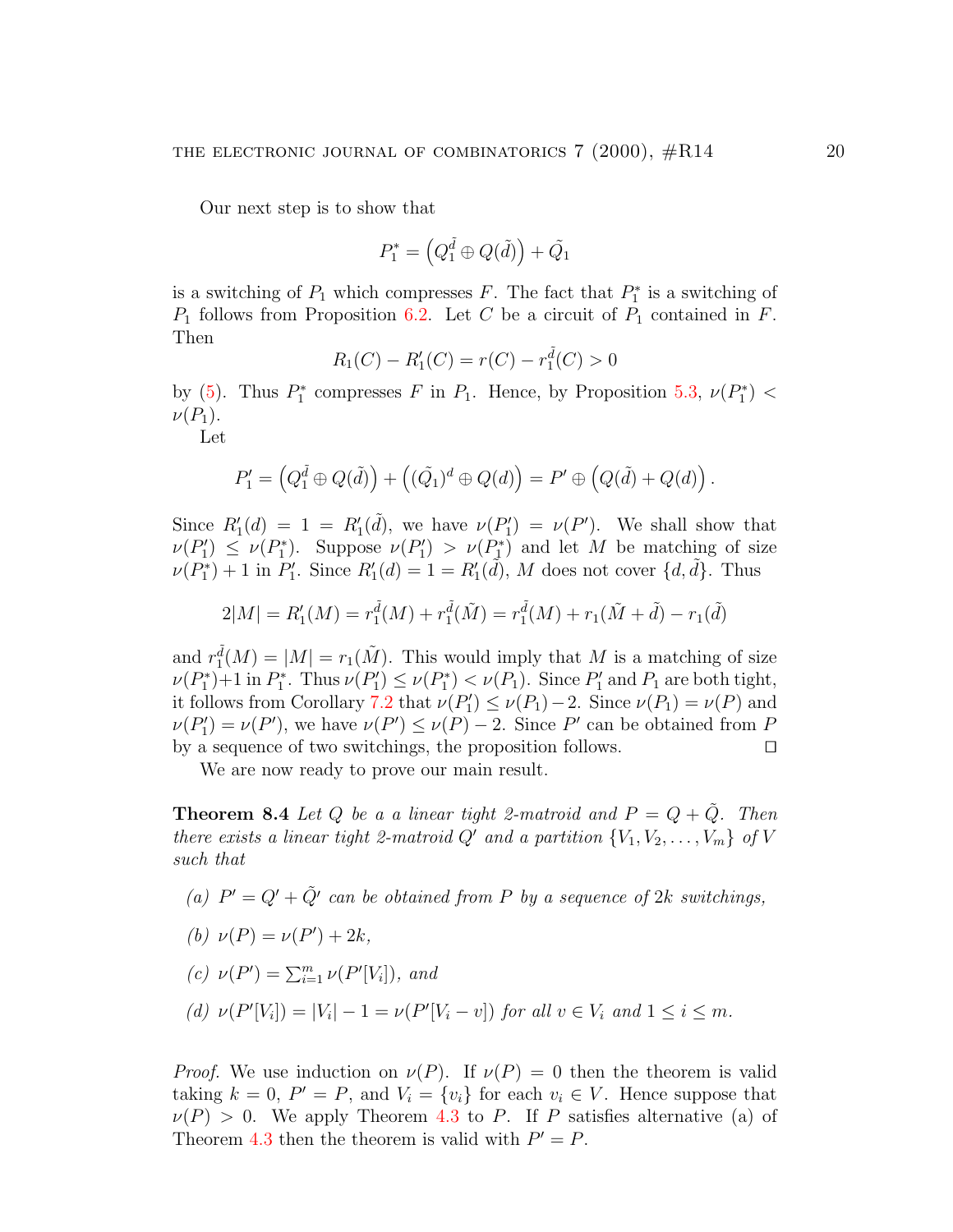Our next step is to show that

$$P_1^* = \left(Q_1^{\tilde{d}} \oplus Q(\tilde{d})\right) + \tilde{Q}_1$$

is a switching of $P_1$ which compresses $F$. The fact that $P_1^*$ is a switching of $P_1$ follows from Proposition 6.2. Let $C$ be a circuit of $P_1$ contained in $F$. Then

$$R_1(C) - R_1'(C) = r(C) - r_1^{\tilde{d}}(C) > 0$$

by (5). Thus $P_1^*$ compresses $F$ in $P_1$. Hence, by Proposition 5.3, $\nu(P_1^*) < \nu(P_1)$.

Let

$$P_1' = \left(Q_1^{\tilde{d}} \oplus Q(\tilde{d})\right) + \left((\tilde{Q}_1)^d \oplus Q(d)\right) = P' \oplus \left(Q(\tilde{d}) + Q(d)\right).$$

Since $R_1'(d) = 1 = R_1'(\tilde{d})$, we have $\nu(P_1') = \nu(P')$. We shall show that $\nu(P_1') \leq \nu(P_1^*)$. Suppose $\nu(P_1') > \nu(P_1^*)$ and let $M$ be matching of size $\nu(P_1^*)+1$ in $P_1'$. Since $R_1'(d) = 1 = R_1'(\tilde{d})$, $M$ does not cover $\{d, \tilde{d}\}$. Thus

$$2|M| = R_1'(M) = r_1^{\tilde{d}}(M) + r_1^{\tilde{d}}(\tilde{M}) = r_1^{\tilde{d}}(M) + r_1(\tilde{M} + \tilde{d}) - r_1(\tilde{d})$$

and $r_1^{\tilde{d}}(M) = |M| = r_1(\tilde{M})$. This would imply that $M$ is a matching of size $\nu(P_1^*)+1$ in $P_1^*$. Thus $\nu(P_1') \leq \nu(P_1^*) < \nu(P_1)$. Since $P_1'$ and $P_1$ are both tight, it follows from Corollary 7.2 that $\nu(P_1') \leq \nu(P_1) - 2$. Since $\nu(P_1) = \nu(P)$ and $\nu(P_1') = \nu(P')$, we have $\nu(P') \leq \nu(P) - 2$. Since $P'$ can be obtained from $P$ by a sequence of two switchings, the proposition follows. ☐

We are now ready to prove our main result.

**Theorem 8.4** *Let $Q$ be a a linear tight 2-matroid and $P = Q + \tilde{Q}$. Then there exists a linear tight 2-matroid $Q'$ and a partition $\{V_1, V_2, \ldots, V_m\}$ of $V$ such that*

- *(a) $P' = Q' + \tilde{Q}'$ can be obtained from $P$ by a sequence of $2k$ switchings,*
- *(b) $\nu(P) = \nu(P') + 2k$,*
- *(c) $\nu(P') = \sum_{i=1}^{m} \nu(P'[V_i])$, and*
- *(d) $\nu(P'[V_i]) = |V_i| - 1 = \nu(P'[V_i - v])$ for all $v \in V_i$ and $1 \leq i \leq m$.*

*Proof.* We use induction on $\nu(P)$. If $\nu(P) = 0$ then the theorem is valid taking $k = 0$, $P' = P$, and $V_i = \{v_i\}$ for each $v_i \in V$. Hence suppose that $\nu(P) > 0$. We apply Theorem 4.3 to $P$. If $P$ satisfies alternative (a) of Theorem 4.3 then the theorem is valid with $P' = P$.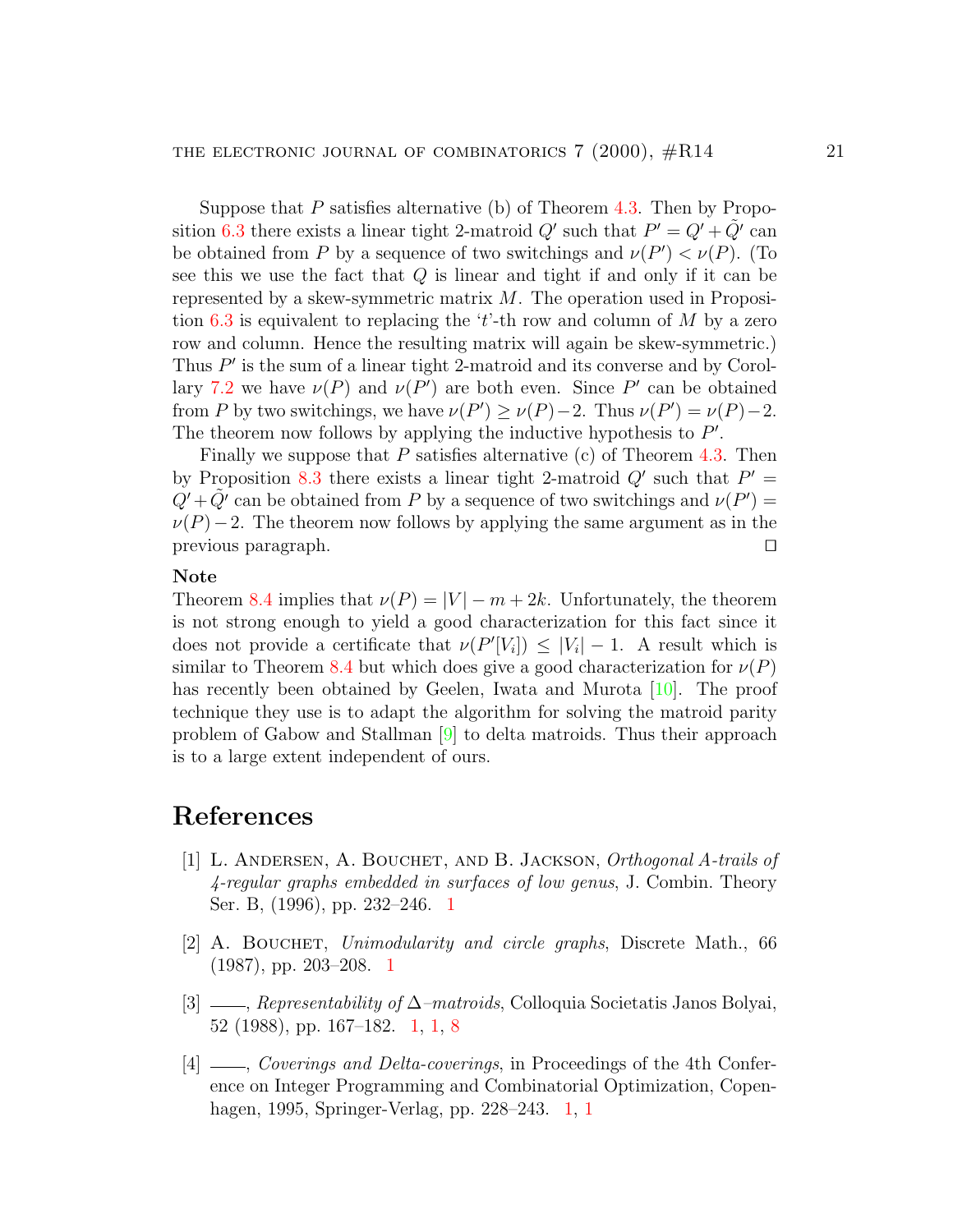Suppose that $P$ satisfies alternative (b) of Theorem 4.3. Then by Proposition 6.3 there exists a linear tight 2-matroid $Q'$ such that $P' = Q' + \tilde{Q}'$ can be obtained from $P$ by a sequence of two switchings and $\nu(P') < \nu(P)$. (To see this we use the fact that $Q$ is linear and tight if and only if it can be represented by a skew-symmetric matrix $M$. The operation used in Proposition 6.3 is equivalent to replacing the '$t$'-th row and column of $M$ by a zero row and column. Hence the resulting matrix will again be skew-symmetric.) Thus $P'$ is the sum of a linear tight 2-matroid and its converse and by Corollary 7.2 we have $\nu(P)$ and $\nu(P')$ are both even. Since $P'$ can be obtained from $P$ by two switchings, we have $\nu(P') \geq \nu(P) - 2$. Thus $\nu(P') = \nu(P) - 2$. The theorem now follows by applying the inductive hypothesis to $P'$.

Finally we suppose that $P$ satisfies alternative (c) of Theorem 4.3. Then by Proposition 8.3 there exists a linear tight 2-matroid $Q'$ such that $P' = Q' + \tilde{Q}'$ can be obtained from $P$ by a sequence of two switchings and $\nu(P') = \nu(P) - 2$. The theorem now follows by applying the same argument as in the previous paragraph. □

**Note**

Theorem 8.4 implies that $\nu(P) = |V| - m + 2k$. Unfortunately, the theorem is not strong enough to yield a good characterization for this fact since it does not provide a certificate that $\nu(P'[V_i]) \leq |V_i| - 1$. A result which is similar to Theorem 8.4 but which does give a good characterization for $\nu(P)$ has recently been obtained by Geelen, Iwata and Murota [10]. The proof technique they use is to adapt the algorithm for solving the matroid parity problem of Gabow and Stallman [9] to delta matroids. Thus their approach is to a large extent independent of ours.

# References

[1] L. Andersen, A. Bouchet, and B. Jackson, *Orthogonal A-trails of 4-regular graphs embedded in surfaces of low genus*, J. Combin. Theory Ser. B, (1996), pp. 232–246. 1

[2] A. Bouchet, *Unimodularity and circle graphs*, Discrete Math., 66 (1987), pp. 203–208. 1

[3] ——, *Representability of Δ–matroids*, Colloquia Societatis Janos Bolyai, 52 (1988), pp. 167–182. 1, 1, 8

[4] ——, *Coverings and Delta-coverings*, in Proceedings of the 4th Conference on Integer Programming and Combinatorial Optimization, Copenhagen, 1995, Springer-Verlag, pp. 228–243. 1, 1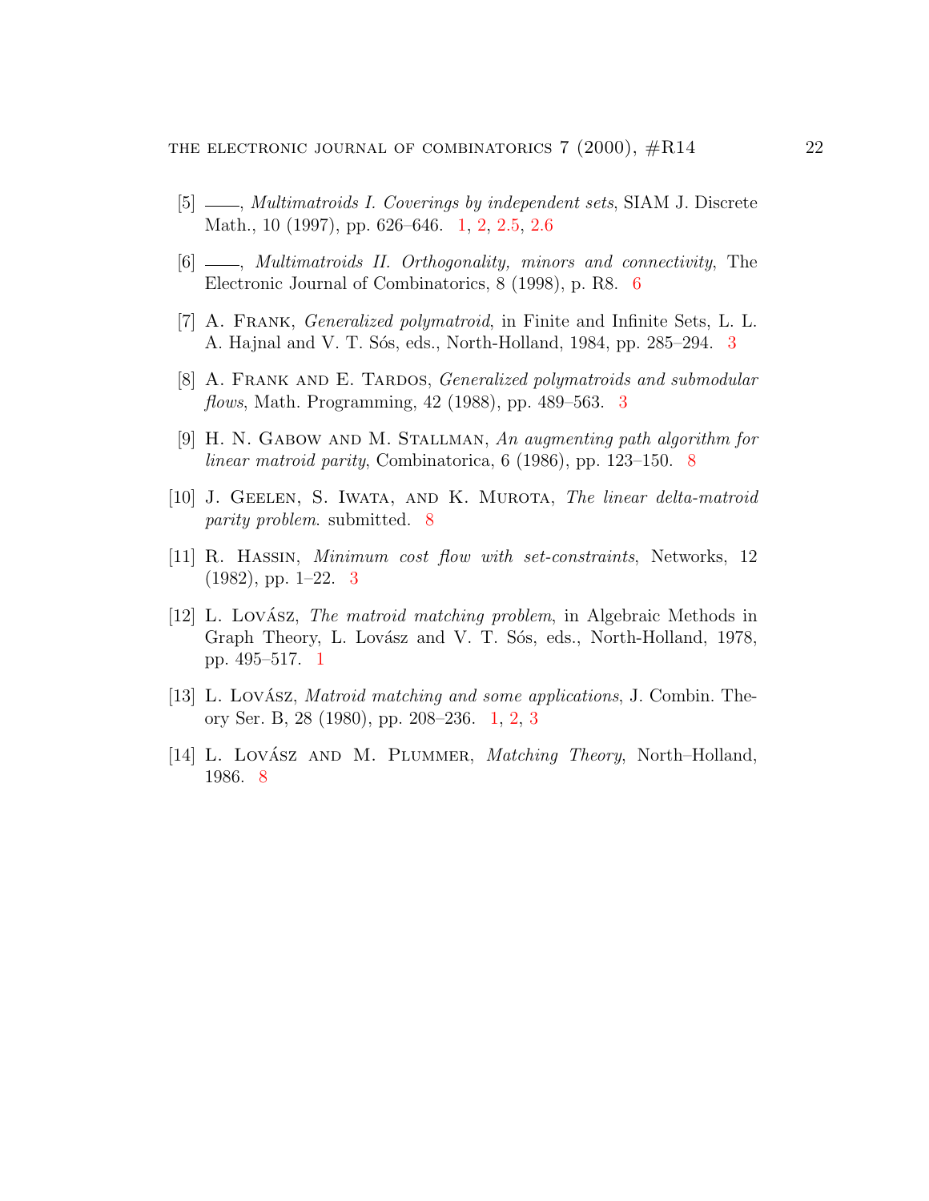[5] ——, *Multimatroids I. Coverings by independent sets*, SIAM J. Discrete Math., 10 (1997), pp. 626–646. 1, 2, 2.5, 2.6

[6] ——, *Multimatroids II. Orthogonality, minors and connectivity*, The Electronic Journal of Combinatorics, 8 (1998), p. R8. 6

[7] A. Frank, *Generalized polymatroid*, in Finite and Infinite Sets, L. L. A. Hajnal and V. T. Sós, eds., North-Holland, 1984, pp. 285–294. 3

[8] A. Frank and E. Tardos, *Generalized polymatroids and submodular flows*, Math. Programming, 42 (1988), pp. 489–563. 3

[9] H. N. Gabow and M. Stallman, *An augmenting path algorithm for linear matroid parity*, Combinatorica, 6 (1986), pp. 123–150. 8

[10] J. Geelen, S. Iwata, and K. Murota, *The linear delta-matroid parity problem*. submitted. 8

[11] R. Hassin, *Minimum cost flow with set-constraints*, Networks, 12 (1982), pp. 1–22. 3

[12] L. Lovász, *The matroid matching problem*, in Algebraic Methods in Graph Theory, L. Lovász and V. T. Sós, eds., North-Holland, 1978, pp. 495–517. 1

[13] L. Lovász, *Matroid matching and some applications*, J. Combin. Theory Ser. B, 28 (1980), pp. 208–236. 1, 2, 3

[14] L. Lovász and M. Plummer, *Matching Theory*, North–Holland, 1986. 8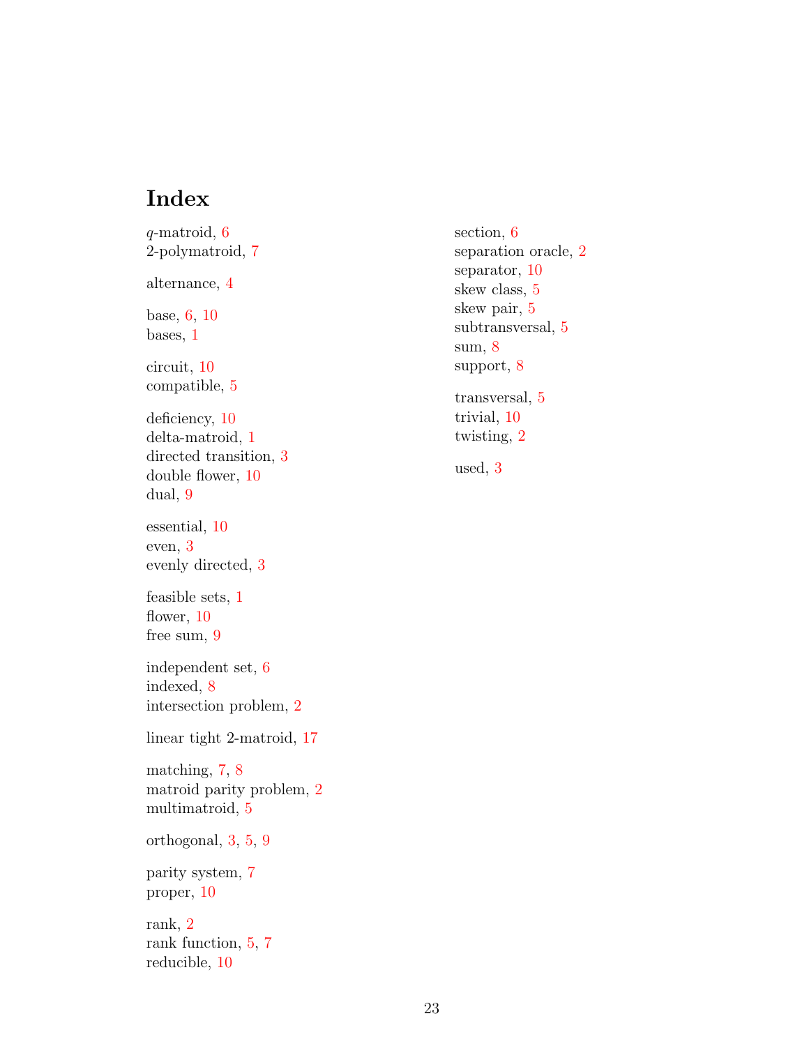# Index

$q$-matroid, 6
2-polymatroid, 7

alternance, 4

base, 6, 10
bases, 1

circuit, 10
compatible, 5

deficiency, 10
delta-matroid, 1
directed transition, 3
double flower, 10
dual, 9

essential, 10
even, 3
evenly directed, 3

feasible sets, 1
flower, 10
free sum, 9

independent set, 6
indexed, 8
intersection problem, 2

linear tight 2-matroid, 17

matching, 7, 8
matroid parity problem, 2
multimatroid, 5

orthogonal, 3, 5, 9

parity system, 7
proper, 10

rank, 2
rank function, 5, 7
reducible, 10

section, 6
separation oracle, 2
separator, 10
skew class, 5
skew pair, 5
subtransversal, 5
sum, 8
support, 8

transversal, 5
trivial, 10
twisting, 2

used, 3